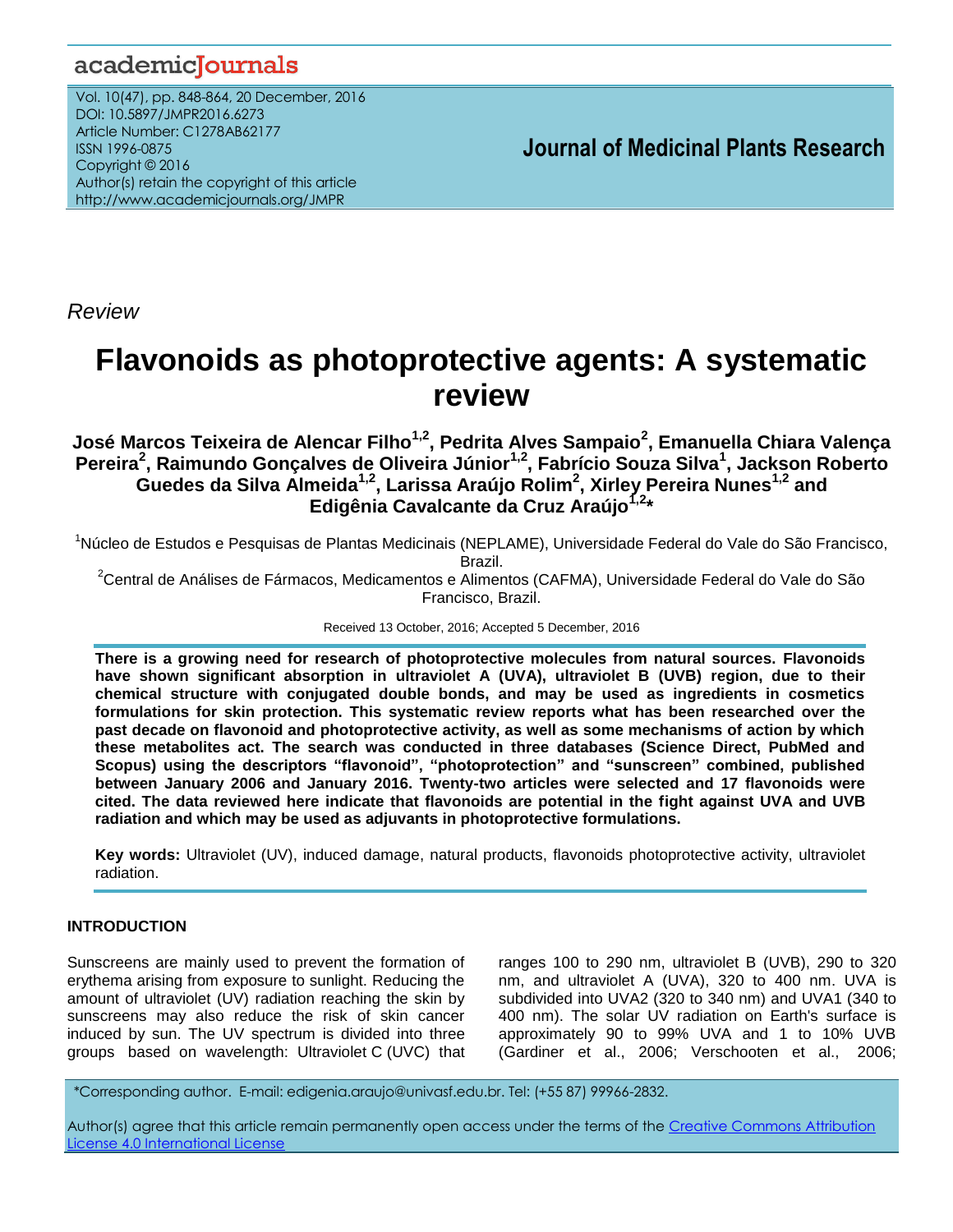Review

# Flavonoids as photoprotective agents: A systematic review

**José Marcos Teixeira de Alencar Filho[1,2], Pedrita Alves Sampaio[2], Emanuella Chiara Valença Pereira[2], Raimundo Gonçalves de Oliveira Júnior[1,2], Fabrício Souza Silva[1], Jackson Roberto Guedes da Silva Almeida[1,2], Larissa Araújo Rolim[2], Xirley Pereira Nunes[1,2] and Edigênia Cavalcante da Cruz Araújo[1,2]***

[1]Núcleo de Estudos e Pesquisas de Plantas Medicinais (NEPLAME), Universidade Federal do Vale do São Francisco, Brazil.

[2]Central de Análises de Fármacos, Medicamentos e Alimentos (CAFMA), Universidade Federal do Vale do São Francisco, Brazil.

Received 13 October, 2016; Accepted 5 December, 2016

**There is a growing need for research of photoprotective molecules from natural sources. Flavonoids have shown significant absorption in ultraviolet A (UVA), ultraviolet B (UVB) region, due to their chemical structure with conjugated double bonds, and may be used as ingredients in cosmetics formulations for skin protection. This systematic review reports what has been researched over the past decade on flavonoid and photoprotective activity, as well as some mechanisms of action by which these metabolites act. The search was conducted in three databases (Science Direct, PubMed and Scopus) using the descriptors "flavonoid", "photoprotection" and "sunscreen" combined, published between January 2006 and January 2016. Twenty-two articles were selected and 17 flavonoids were cited. The data reviewed here indicate that flavonoids are potential in the fight against UVA and UVB radiation and which may be used as adjuvants in photoprotective formulations.**

**Key words:** Ultraviolet (UV), induced damage, natural products, flavonoids photoprotective activity, ultraviolet radiation.

## INTRODUCTION

Sunscreens are mainly used to prevent the formation of erythema arising from exposure to sunlight. Reducing the amount of ultraviolet (UV) radiation reaching the skin by sunscreens may also reduce the risk of skin cancer induced by sun. The UV spectrum is divided into three groups based on wavelength: Ultraviolet C (UVC) that ranges 100 to 290 nm, ultraviolet B (UVB), 290 to 320 nm, and ultraviolet A (UVA), 320 to 400 nm. UVA is subdivided into UVA2 (320 to 340 nm) and UVA1 (340 to 400 nm). The solar UV radiation on Earth's surface is approximately 90 to 99% UVA and 1 to 10% UVB (Gardiner et al., 2006; Verschooten et al., 2006;

*Corresponding author. E-mail: edigenia.araujo@univasf.edu.br. Tel: (+55 87) 99966-2832.

Author(s) agree that this article remain permanently open access under the terms of the Creative Commons Attribution License 4.0 International License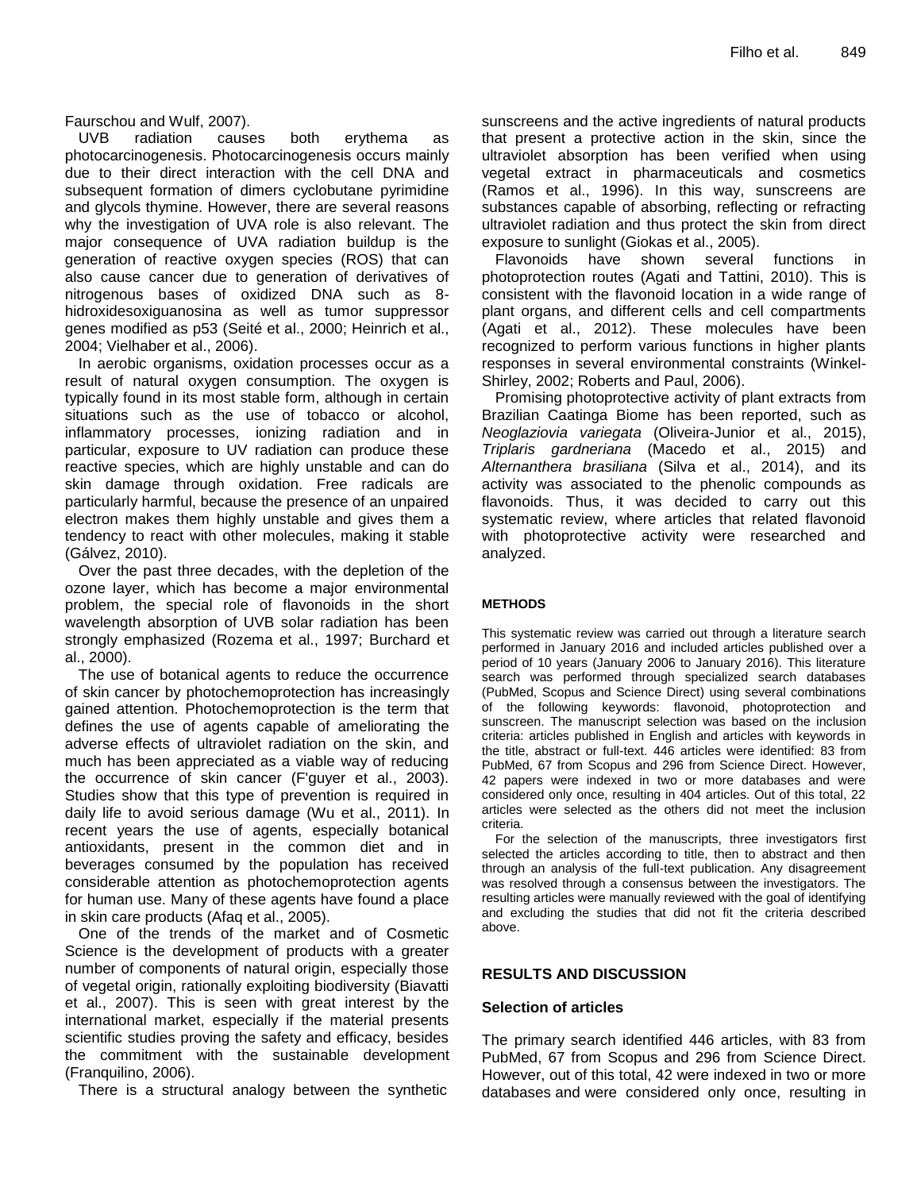Faurschou and Wulf, 2007).

UVB radiation causes both erythema as photocarcinogenesis. Photocarcinogenesis occurs mainly due to their direct interaction with the cell DNA and subsequent formation of dimers cyclobutane pyrimidine and glycols thymine. However, there are several reasons why the investigation of UVA role is also relevant. The major consequence of UVA radiation buildup is the generation of reactive oxygen species (ROS) that can also cause cancer due to generation of derivatives of nitrogenous bases of oxidized DNA such as 8-hidroxidesoxiguanosina as well as tumor suppressor genes modified as p53 (Seité et al., 2000; Heinrich et al., 2004; Vielhaber et al., 2006).

In aerobic organisms, oxidation processes occur as a result of natural oxygen consumption. The oxygen is typically found in its most stable form, although in certain situations such as the use of tobacco or alcohol, inflammatory processes, ionizing radiation and in particular, exposure to UV radiation can produce these reactive species, which are highly unstable and can do skin damage through oxidation. Free radicals are particularly harmful, because the presence of an unpaired electron makes them highly unstable and gives them a tendency to react with other molecules, making it stable (Gálvez, 2010).

Over the past three decades, with the depletion of the ozone layer, which has become a major environmental problem, the special role of flavonoids in the short wavelength absorption of UVB solar radiation has been strongly emphasized (Rozema et al., 1997; Burchard et al., 2000).

The use of botanical agents to reduce the occurrence of skin cancer by photochemoprotection has increasingly gained attention. Photochemoprotection is the term that defines the use of agents capable of ameliorating the adverse effects of ultraviolet radiation on the skin, and much has been appreciated as a viable way of reducing the occurrence of skin cancer (F'guyer et al., 2003). Studies show that this type of prevention is required in daily life to avoid serious damage (Wu et al., 2011). In recent years the use of agents, especially botanical antioxidants, present in the common diet and in beverages consumed by the population has received considerable attention as photochemoprotection agents for human use. Many of these agents have found a place in skin care products (Afaq et al., 2005).

One of the trends of the market and of Cosmetic Science is the development of products with a greater number of components of natural origin, especially those of vegetal origin, rationally exploiting biodiversity (Biavatti et al., 2007). This is seen with great interest by the international market, especially if the material presents scientific studies proving the safety and efficacy, besides the commitment with the sustainable development (Franquilino, 2006).

There is a structural analogy between the synthetic sunscreens and the active ingredients of natural products that present a protective action in the skin, since the ultraviolet absorption has been verified when using vegetal extract in pharmaceuticals and cosmetics (Ramos et al., 1996). In this way, sunscreens are substances capable of absorbing, reflecting or refracting ultraviolet radiation and thus protect the skin from direct exposure to sunlight (Giokas et al., 2005).

Flavonoids have shown several functions in photoprotection routes (Agati and Tattini, 2010). This is consistent with the flavonoid location in a wide range of plant organs, and different cells and cell compartments (Agati et al., 2012). These molecules have been recognized to perform various functions in higher plants responses in several environmental constraints (Winkel-Shirley, 2002; Roberts and Paul, 2006).

Promising photoprotective activity of plant extracts from Brazilian Caatinga Biome has been reported, such as *Neoglaziovia variegata* (Oliveira-Junior et al., 2015), *Triplaris gardneriana* (Macedo et al., 2015) and *Alternanthera brasiliana* (Silva et al., 2014), and its activity was associated to the phenolic compounds as flavonoids. Thus, it was decided to carry out this systematic review, where articles that related flavonoid with photoprotective activity were researched and analyzed.

## METHODS

This systematic review was carried out through a literature search performed in January 2016 and included articles published over a period of 10 years (January 2006 to January 2016). This literature search was performed through specialized search databases (PubMed, Scopus and Science Direct) using several combinations of the following keywords: flavonoid, photoprotection and sunscreen. The manuscript selection was based on the inclusion criteria: articles published in English and articles with keywords in the title, abstract or full-text. 446 articles were identified: 83 from PubMed, 67 from Scopus and 296 from Science Direct. However, 42 papers were indexed in two or more databases and were considered only once, resulting in 404 articles. Out of this total, 22 articles were selected as the others did not meet the inclusion criteria.

For the selection of the manuscripts, three investigators first selected the articles according to title, then to abstract and then through an analysis of the full-text publication. Any disagreement was resolved through a consensus between the investigators. The resulting articles were manually reviewed with the goal of identifying and excluding the studies that did not fit the criteria described above.

## RESULTS AND DISCUSSION

### Selection of articles

The primary search identified 446 articles, with 83 from PubMed, 67 from Scopus and 296 from Science Direct. However, out of this total, 42 were indexed in two or more databases and were considered only once, resulting in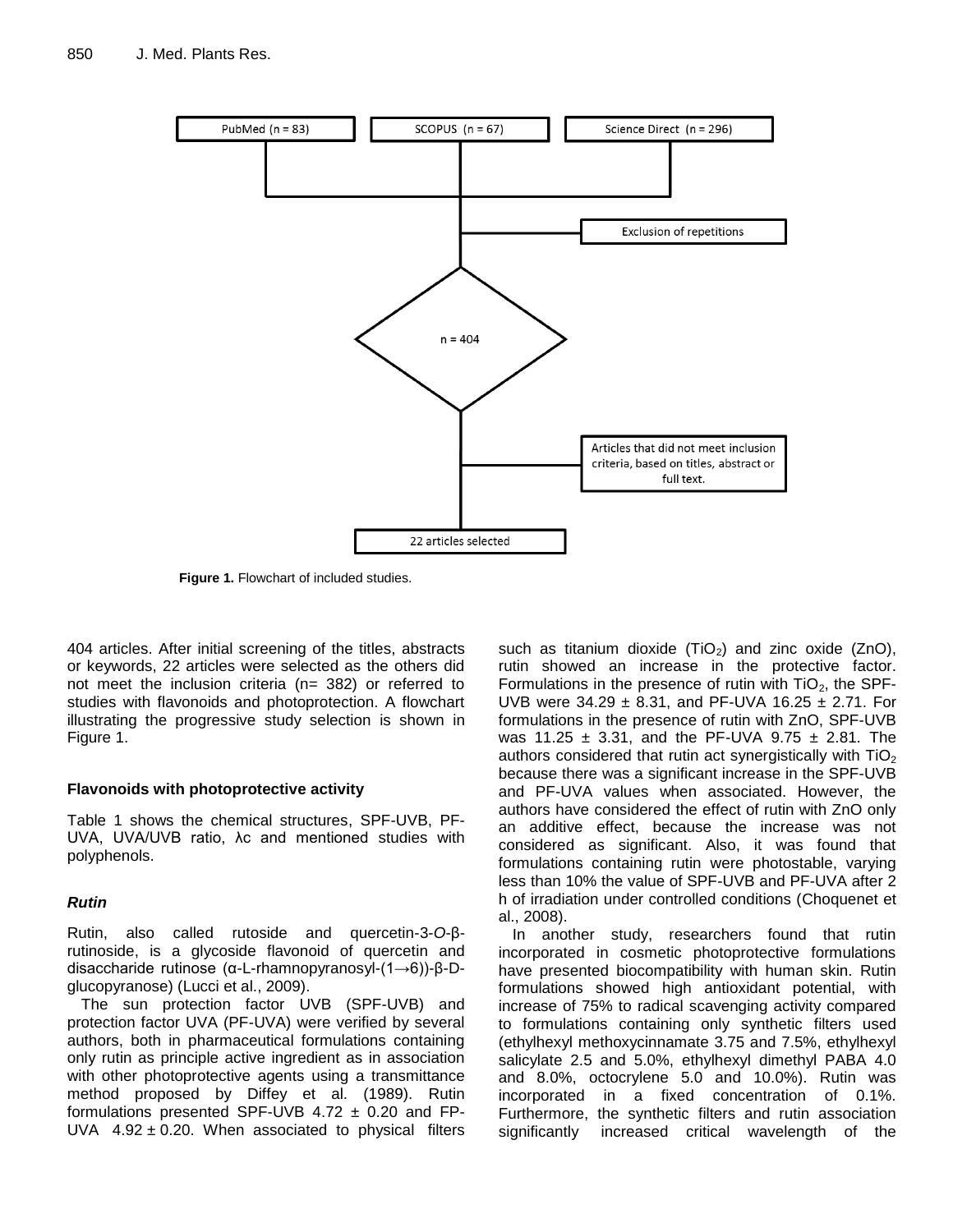PubMed (n = 83)

SCOPUS (n = 67)

Science Direct (n = 296)

Exclusion of repetitions

n = 404

Articles that did not meet inclusion criteria, based on titles, abstract or full text.

22 articles selected

**Figure 1.** Flowchart of included studies.

404 articles. After initial screening of the titles, abstracts or keywords, 22 articles were selected as the others did not meet the inclusion criteria (n= 382) or referred to studies with flavonoids and photoprotection. A flowchart illustrating the progressive study selection is shown in Figure 1.

## Flavonoids with photoprotective activity

Table 1 shows the chemical structures, SPF-UVB, PF-UVA, UVA/UVB ratio, λc and mentioned studies with polyphenols.

### *Rutin*

Rutin, also called rutoside and quercetin-3-*O*-β-rutinoside, is a glycoside flavonoid of quercetin and disaccharide rutinose (α-L-rhamnopyranosyl-(1→6))-β-D-glucopyranose) (Lucci et al., 2009).

The sun protection factor UVB (SPF-UVB) and protection factor UVA (PF-UVA) were verified by several authors, both in pharmaceutical formulations containing only rutin as principle active ingredient as in association with other photoprotective agents using a transmittance method proposed by Diffey et al. (1989). Rutin formulations presented SPF-UVB 4.72 ± 0.20 and FP-UVA 4.92 ± 0.20. When associated to physical filters such as titanium dioxide ($TiO_2$) and zinc oxide (ZnO), rutin showed an increase in the protective factor. Formulations in the presence of rutin with $TiO_2$, the SPF-UVB were 34.29 ± 8.31, and PF-UVA 16.25 ± 2.71. For formulations in the presence of rutin with ZnO, SPF-UVB was 11.25 ± 3.31, and the PF-UVA 9.75 ± 2.81. The authors considered that rutin act synergistically with $TiO_2$ because there was a significant increase in the SPF-UVB and PF-UVA values when associated. However, the authors have considered the effect of rutin with ZnO only an additive effect, because the increase was not considered as significant. Also, it was found that formulations containing rutin were photostable, varying less than 10% the value of SPF-UVB and PF-UVA after 2 h of irradiation under controlled conditions (Choquenet et al., 2008).

In another study, researchers found that rutin incorporated in cosmetic photoprotective formulations have presented biocompatibility with human skin. Rutin formulations showed high antioxidant potential, with increase of 75% to radical scavenging activity compared to formulations containing only synthetic filters used (ethylhexyl methoxycinnamate 3.75 and 7.5%, ethylhexyl salicylate 2.5 and 5.0%, ethylhexyl dimethyl PABA 4.0 and 8.0%, octocrylene 5.0 and 10.0%). Rutin was incorporated in a fixed concentration of 0.1%. Furthermore, the synthetic filters and rutin association significantly increased critical wavelength of the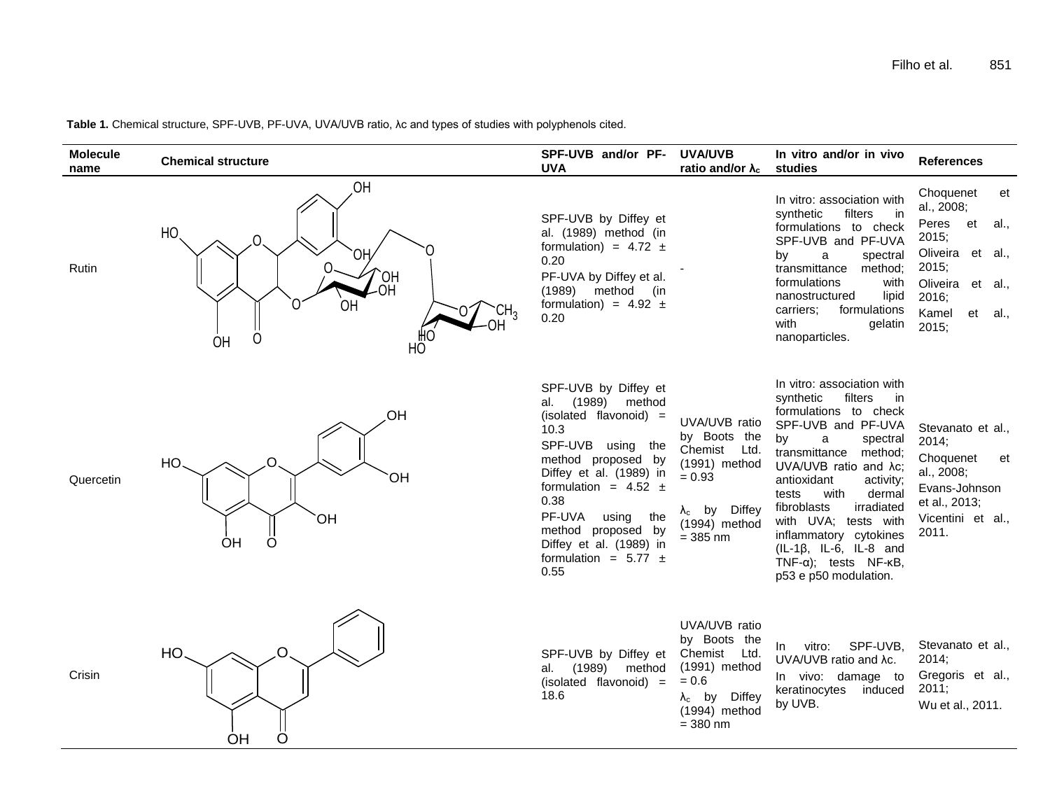**Table 1.** Chemical structure, SPF-UVB, PF-UVA, UVA/UVB ratio, λc and types of studies with polyphenols cited.

| Molecule name | Chemical structure | SPF-UVB and/or PF-UVA | UVA/UVB ratio and/or $\lambda_c$ | In vitro and/or in vivo studies | References |
|---|---|---|---|---|---|
| Rutin | | SPF-UVB by Diffey et al. (1989) method (in formulation) = 4.72 ± 0.20<br>PF-UVA by Diffey et al. (1989) method (in formulation) = 4.92 ± 0.20 | - | In vitro: association with synthetic filters in formulations to check SPF-UVB and PF-UVA by a spectral transmittance method; formulations with nanostructured lipid carriers; formulations with gelatin nanoparticles. | Choquenet et al., 2008;<br>Peres et al., 2015;<br>Oliveira et al., 2015;<br>Oliveira et al., 2016;<br>Kamel et al., 2015; |
| Quercetin | | SPF-UVB by Diffey et al. (1989) method (isolated flavonoid) = 10.3<br>SPF-UVB using the method proposed by Diffey et al. (1989) in formulation = 4.52 ± 0.38<br>PF-UVA using the method proposed by Diffey et al. (1989) in formulation = 5.77 ± 0.55 | UVA/UVB ratio by Boots the Chemist Ltd. (1991) method = 0.93<br>$\lambda_c$ by Diffey (1994) method = 385 nm | In vitro: association with synthetic filters in formulations to check SPF-UVB and PF-UVA by a spectral transmittance method; UVA/UVB ratio and λc; antioxidant activity; tests with dermal fibroblasts irradiated with UVA; tests with inflammatory cytokines (IL-1β, IL-6, IL-8 and TNF-α); tests NF-κB, p53 e p50 modulation. | Stevanato et al., 2014;<br>Choquenet et al., 2008;<br>Evans-Johnson et al., 2013;<br>Vicentini et al., 2011. |
| Crisin | | SPF-UVB by Diffey et al. (1989) method (isolated flavonoid) = 18.6 | UVA/UVB ratio by Boots the Chemist Ltd. (1991) method = 0.6<br>$\lambda_c$ by Diffey (1994) method = 380 nm | In vitro: SPF-UVB, UVA/UVB ratio and λc.<br>In vivo: damage to keratinocytes induced by UVB. | Stevanato et al., 2014;<br>Gregoris et al., 2011;<br>Wu et al., 2011. |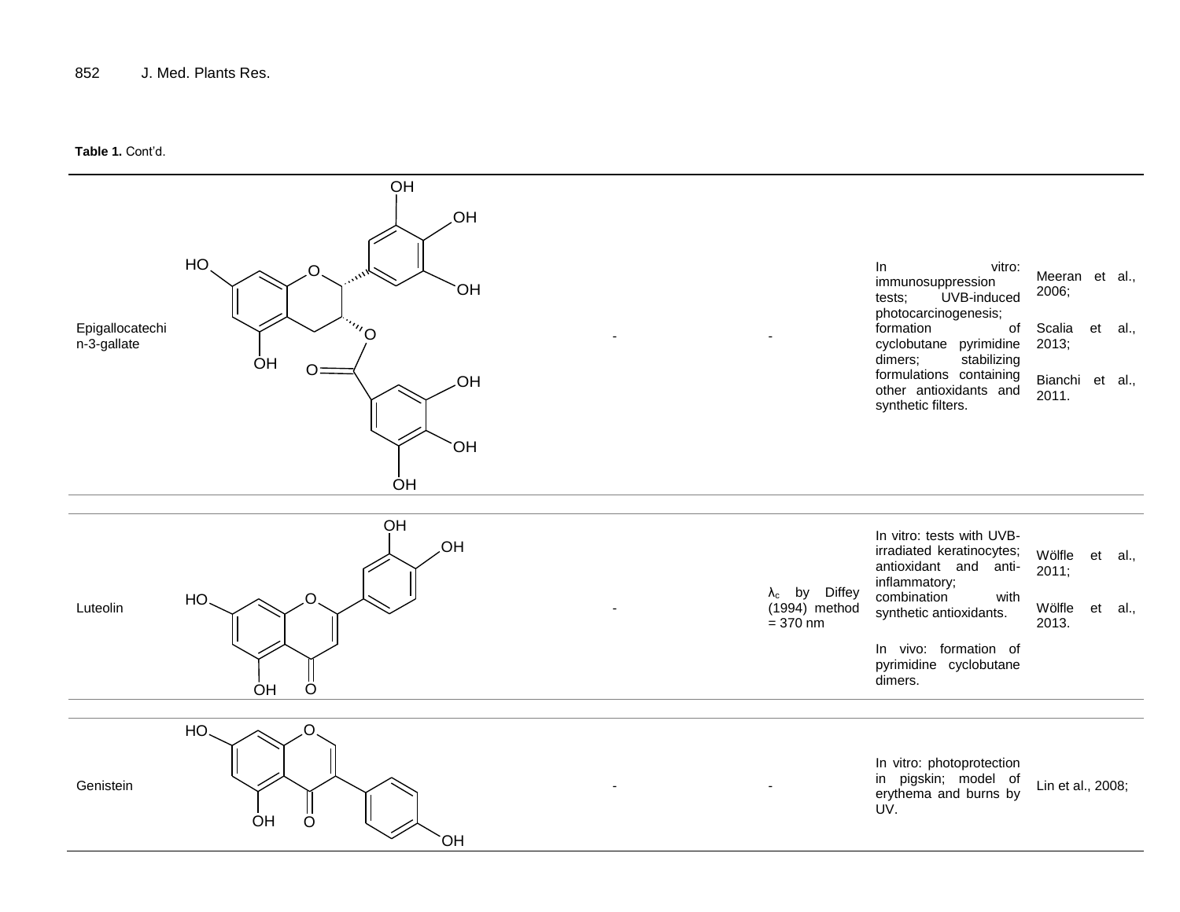**Table 1.** Cont'd.

| | | | | | |
|---|---|---|---|---|---|
| Epigallocatechin-3-gallate | | - | - | In vitro: immunosuppression tests; UVB-induced photocarcinogenesis; formation of cyclobutane pyrimidine dimers; stabilizing formulations containing other antioxidants and synthetic filters. | Meeran et al., 2006; Scalia et al., 2013; Bianchi et al., 2011. |
| Luteolin | | - | $\lambda_c$ by Diffey (1994) method = 370 nm | In vitro: tests with UVB-irradiated keratinocytes; antioxidant and anti-inflammatory; combination with synthetic antioxidants. In vivo: formation of pyrimidine cyclobutane dimers. | Wölfle et al., 2011; Wölfle et al., 2013. |
| Genistein | | - | - | In vitro: photoprotection in pigskin; model of erythema and burns by UV. | Lin et al., 2008; |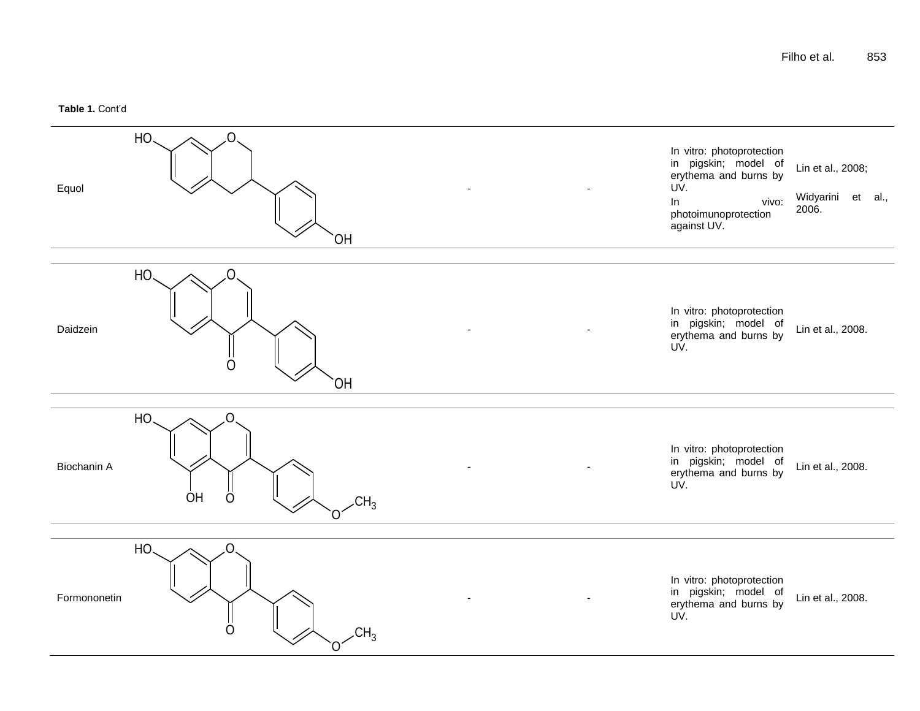**Table 1.** Cont'd

| | | | | | |
|---|---|---|---|---|---|
| Equol | | - | - | In vitro: photoprotection in pigskin; model of erythema and burns by UV. In vivo: photoimunoprotection against UV. | Lin et al., 2008; Widyarini et al., 2006. |
| Daidzein | | - | - | In vitro: photoprotection in pigskin; model of erythema and burns by UV. | Lin et al., 2008. |
| Biochanin A | | - | - | In vitro: photoprotection in pigskin; model of erythema and burns by UV. | Lin et al., 2008. |
| Formononetin | | - | - | In vitro: photoprotection in pigskin; model of erythema and burns by UV. | Lin et al., 2008. |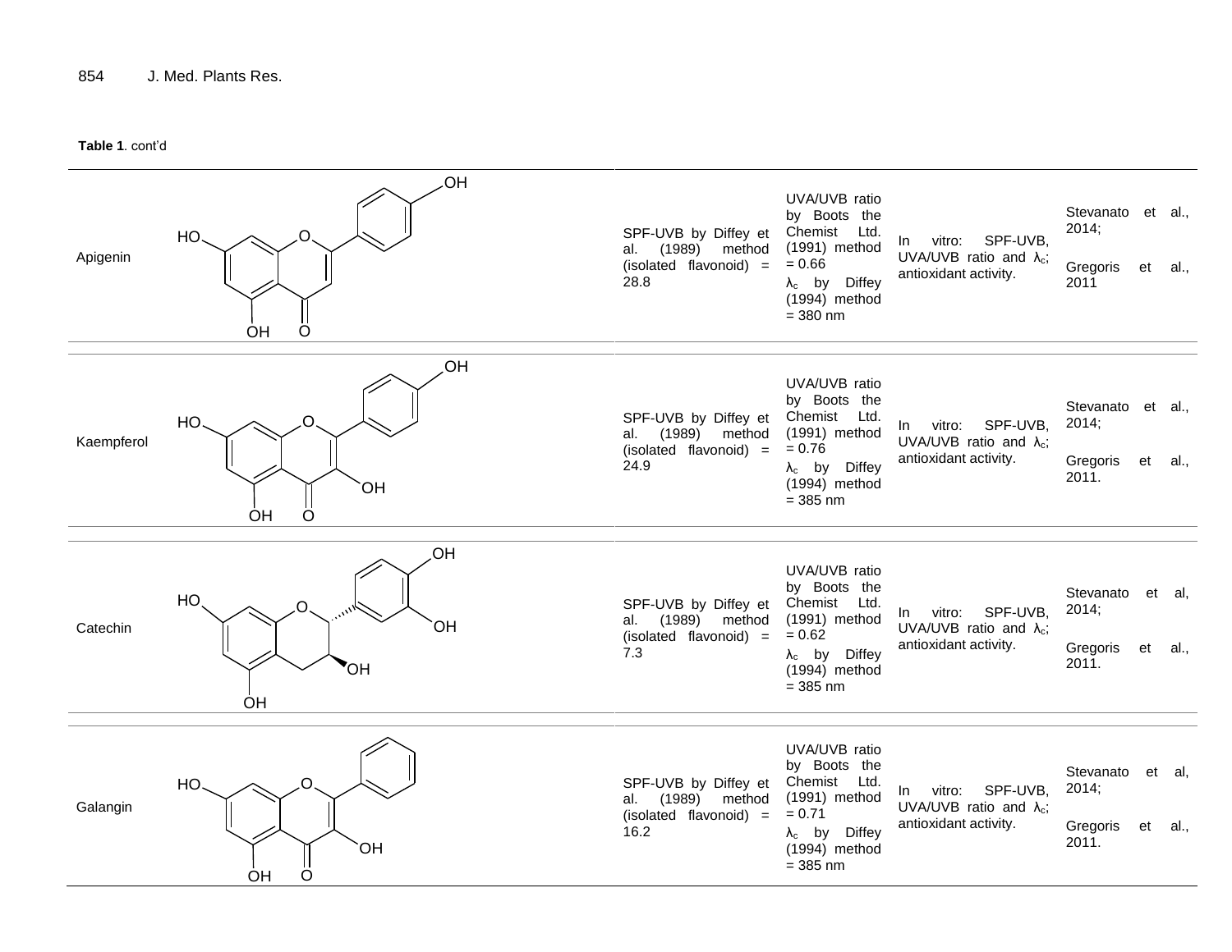**Table 1**. cont'd

| | | | | | |
|---|---|---|---|---|---|
| Apigenin | | SPF-UVB by Diffey et al. (1989) method (isolated flavonoid) = 28.8 | UVA/UVB ratio by Boots the Chemist Ltd. (1991) method = 0.66<br>$\lambda_c$ by Diffey (1994) method = 380 nm | In vitro: SPF-UVB, UVA/UVB ratio and $\lambda_c$; antioxidant activity. | Stevanato et al., 2014;<br>Gregoris et al., 2011 |
| Kaempferol | | SPF-UVB by Diffey et al. (1989) method (isolated flavonoid) = 24.9 | UVA/UVB ratio by Boots the Chemist Ltd. (1991) method = 0.76<br>$\lambda_c$ by Diffey (1994) method = 385 nm | In vitro: SPF-UVB, UVA/UVB ratio and $\lambda_c$; antioxidant activity. | Stevanato et al., 2014;<br>Gregoris et al., 2011. |
| Catechin | | SPF-UVB by Diffey et al. (1989) method (isolated flavonoid) = 7.3 | UVA/UVB ratio by Boots the Chemist Ltd. (1991) method = 0.62<br>$\lambda_c$ by Diffey (1994) method = 385 nm | In vitro: SPF-UVB, UVA/UVB ratio and $\lambda_c$; antioxidant activity. | Stevanato et al, 2014;<br>Gregoris et al., 2011. |
| Galangin | | SPF-UVB by Diffey et al. (1989) method (isolated flavonoid) = 16.2 | UVA/UVB ratio by Boots the Chemist Ltd. (1991) method = 0.71<br>$\lambda_c$ by Diffey (1994) method = 385 nm | In vitro: SPF-UVB, UVA/UVB ratio and $\lambda_c$; antioxidant activity. | Stevanato et al, 2014;<br>Gregoris et al., 2011. |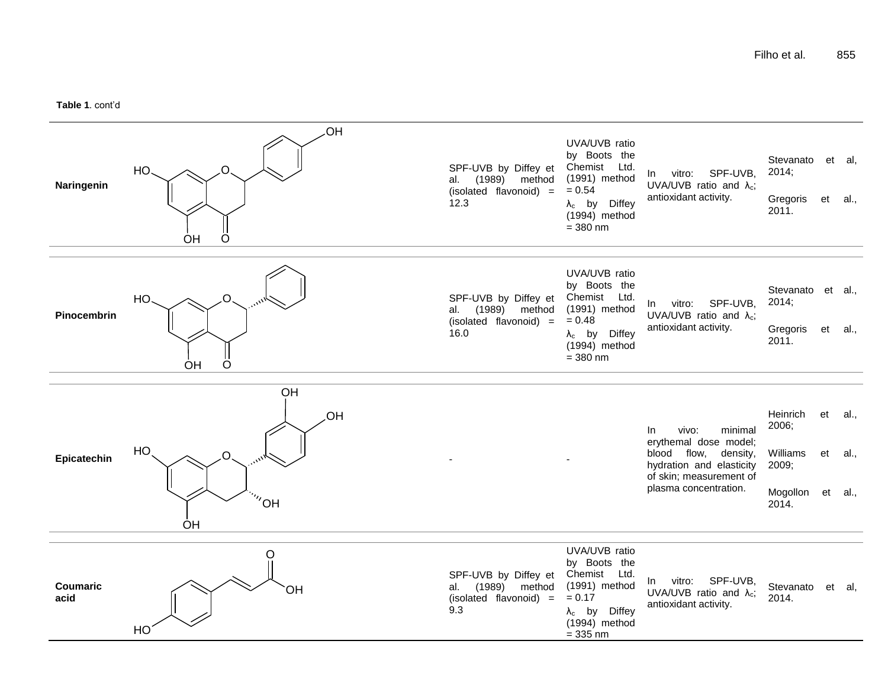**Table 1**. cont'd

| | | | | | |
|---|---|---|---|---|---|
| **Naringenin** | | SPF-UVB by Diffey et al. (1989) method (isolated flavonoid) = 12.3 | UVA/UVB ratio by Boots the Chemist Ltd. (1991) method = 0.54<br>$\lambda_c$ by Diffey (1994) method = 380 nm | In vitro: SPF-UVB, UVA/UVB ratio and $\lambda_c$; antioxidant activity. | Stevanato et al, 2014;<br>Gregoris et al., 2011. |
| **Pinocembrin** | | SPF-UVB by Diffey et al. (1989) method (isolated flavonoid) = 16.0 | UVA/UVB ratio by Boots the Chemist Ltd. (1991) method = 0.48<br>$\lambda_c$ by Diffey (1994) method = 380 nm | In vitro: SPF-UVB, UVA/UVB ratio and $\lambda_c$; antioxidant activity. | Stevanato et al., 2014;<br>Gregoris et al., 2011. |
| **Epicatechin** | | - | - | In vivo: minimal erythemal dose model; blood flow, density, hydration and elasticity of skin; measurement of plasma concentration. | Heinrich et al., 2006;<br>Williams et al., 2009;<br>Mogollon et al., 2014. |
| **Coumaric acid** | | SPF-UVB by Diffey et al. (1989) method (isolated flavonoid) = 9.3 | UVA/UVB ratio by Boots the Chemist Ltd. (1991) method = 0.17<br>$\lambda_c$ by Diffey (1994) method = 335 nm | In vitro: SPF-UVB, UVA/UVB ratio and $\lambda_c$; antioxidant activity. | Stevanato et al, 2014. |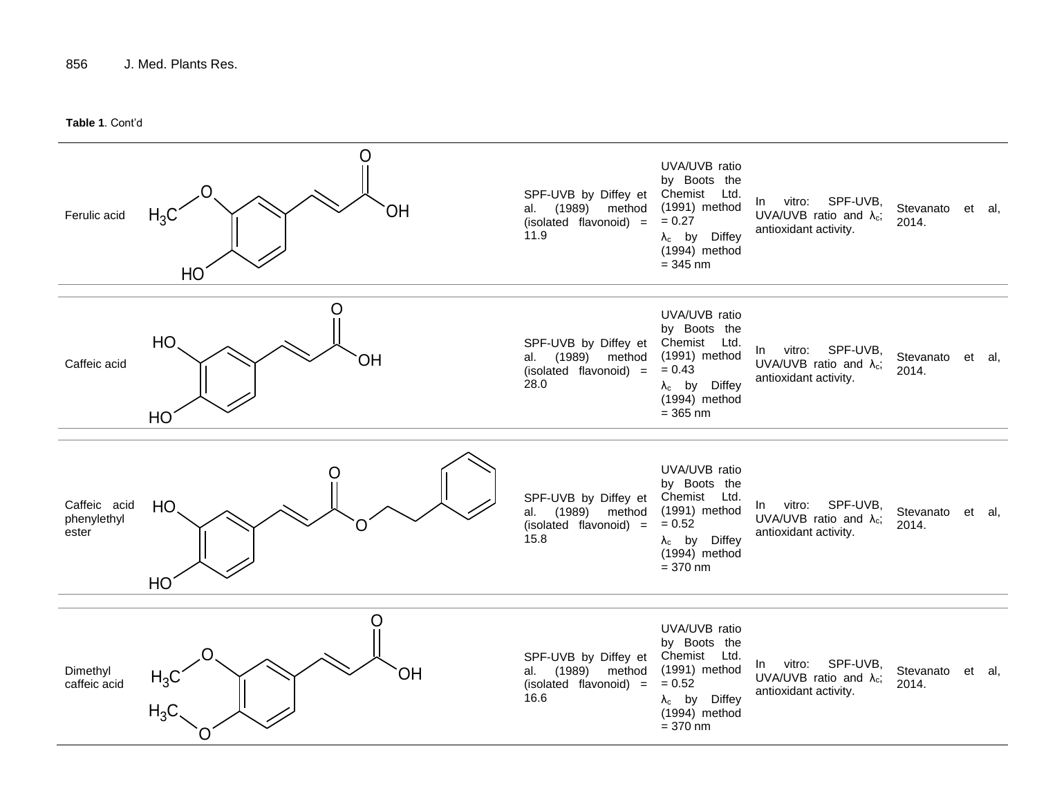**Table 1**. Cont'd

| | | | | | |
|---|---|---|---|---|---|
| Ferulic acid | | SPF-UVB by Diffey et al. (1989) method (isolated flavonoid) = 11.9 | UVA/UVB ratio by Boots the Chemist Ltd. (1991) method = 0.27<br>$\lambda_c$ by Diffey (1994) method = 345 nm | In vitro: SPF-UVB, UVA/UVB ratio and $\lambda_c$; antioxidant activity. | Stevanato et al, 2014. |
| Caffeic acid | | SPF-UVB by Diffey et al. (1989) method (isolated flavonoid) = 28.0 | UVA/UVB ratio by Boots the Chemist Ltd. (1991) method = 0.43<br>$\lambda_c$ by Diffey (1994) method = 365 nm | In vitro: SPF-UVB, UVA/UVB ratio and $\lambda_c$; antioxidant activity. | Stevanato et al, 2014. |
| Caffeic acid phenylethyl ester | | SPF-UVB by Diffey et al. (1989) method (isolated flavonoid) = 15.8 | UVA/UVB ratio by Boots the Chemist Ltd. (1991) method = 0.52<br>$\lambda_c$ by Diffey (1994) method = 370 nm | In vitro: SPF-UVB, UVA/UVB ratio and $\lambda_c$; antioxidant activity. | Stevanato et al, 2014. |
| Dimethyl caffeic acid | | SPF-UVB by Diffey et al. (1989) method (isolated flavonoid) = 16.6 | UVA/UVB ratio by Boots the Chemist Ltd. (1991) method = 0.52<br>$\lambda_c$ by Diffey (1994) method = 370 nm | In vitro: SPF-UVB, UVA/UVB ratio and $\lambda_c$; antioxidant activity. | Stevanato et al, 2014. |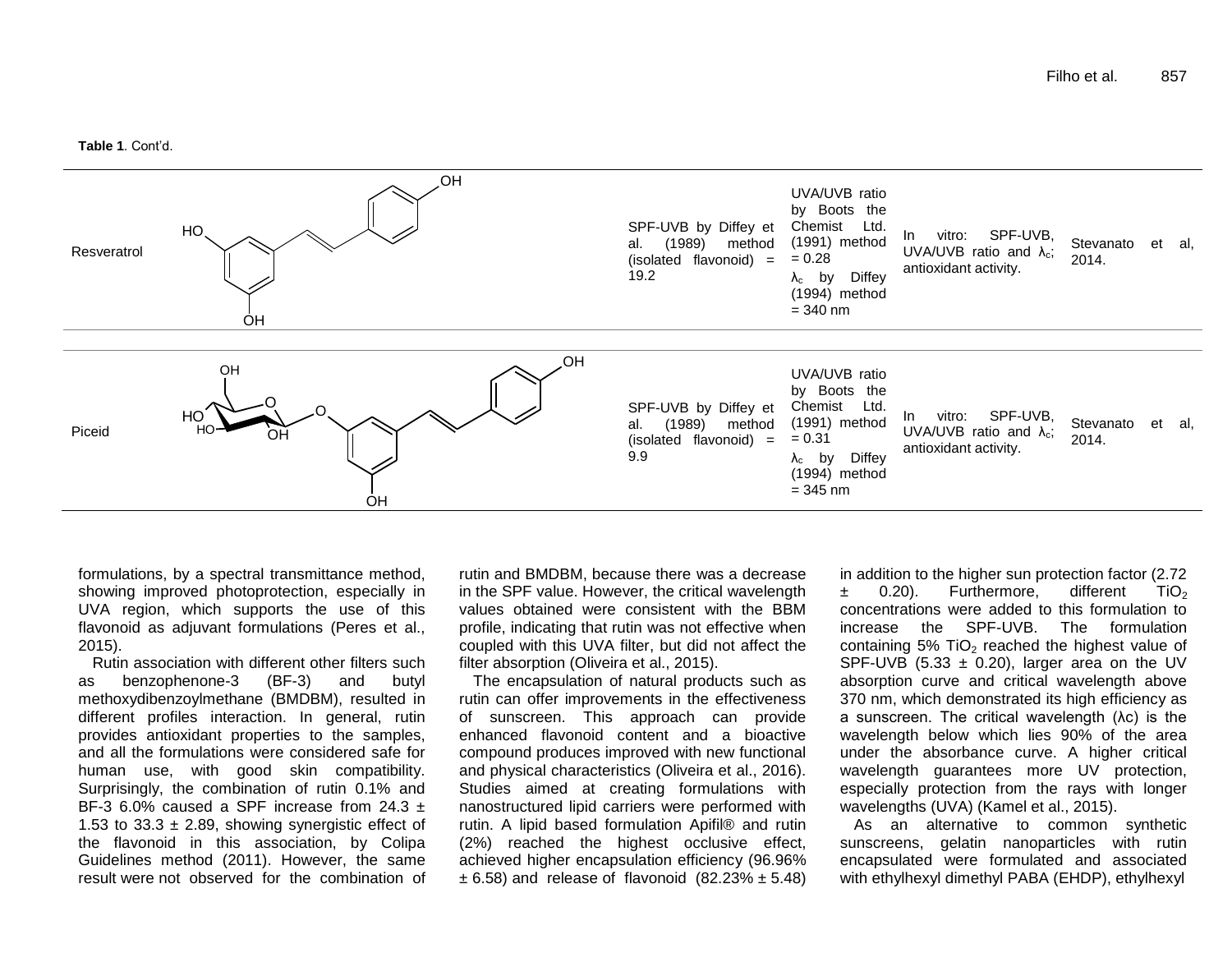**Table 1**. Cont'd.

| | | | | | |
|---|---|---|---|---|---|
| Resveratrol | | SPF-UVB by Diffey et al. (1989) method (isolated flavonoid) = 19.2 | UVA/UVB ratio by Boots the Chemist Ltd. (1991) method = 0.28<br>$\lambda_c$ by Diffey (1994) method = 340 nm | In vitro: SPF-UVB, UVA/UVB ratio and $\lambda_c$; antioxidant activity. | Stevanato et al, 2014. |
| Piceid | | SPF-UVB by Diffey et al. (1989) method (isolated flavonoid) = 9.9 | UVA/UVB ratio by Boots the Chemist Ltd. (1991) method = 0.31<br>$\lambda_c$ by Diffey (1994) method = 345 nm | In vitro: SPF-UVB, UVA/UVB ratio and $\lambda_c$; antioxidant activity. | Stevanato et al, 2014. |

formulations, by a spectral transmittance method, showing improved photoprotection, especially in UVA region, which supports the use of this flavonoid as adjuvant formulations (Peres et al., 2015).

Rutin association with different other filters such as benzophenone-3 (BF-3) and butyl methoxydibenzoylmethane (BMDBM), resulted in different profiles interaction. In general, rutin provides antioxidant properties to the samples, and all the formulations were considered safe for human use, with good skin compatibility. Surprisingly, the combination of rutin 0.1% and BF-3 6.0% caused a SPF increase from 24.3 ± 1.53 to 33.3 ± 2.89, showing synergistic effect of the flavonoid in this association, by Colipa Guidelines method (2011). However, the same result were not observed for the combination of rutin and BMDBM, because there was a decrease in the SPF value. However, the critical wavelength values obtained were consistent with the BBM profile, indicating that rutin was not effective when coupled with this UVA filter, but did not affect the filter absorption (Oliveira et al., 2015).

The encapsulation of natural products such as rutin can offer improvements in the effectiveness of sunscreen. This approach can provide enhanced flavonoid content and a bioactive compound produces improved with new functional and physical characteristics (Oliveira et al., 2016). Studies aimed at creating formulations with nanostructured lipid carriers were performed with rutin. A lipid based formulation Apifil® and rutin (2%) reached the highest occlusive effect, achieved higher encapsulation efficiency (96.96% ± 6.58) and release of flavonoid (82.23% ± 5.48) in addition to the higher sun protection factor (2.72 ± 0.20). Furthermore, different $TiO_2$ concentrations were added to this formulation to increase the SPF-UVB. The formulation containing 5% $TiO_2$ reached the highest value of SPF-UVB (5.33 ± 0.20), larger area on the UV absorption curve and critical wavelength above 370 nm, which demonstrated its high efficiency as a sunscreen. The critical wavelength (λc) is the wavelength below which lies 90% of the area under the absorbance curve. A higher critical wavelength guarantees more UV protection, especially protection from the rays with longer wavelengths (UVA) (Kamel et al., 2015).

As an alternative to common synthetic sunscreens, gelatin nanoparticles with rutin encapsulated were formulated and associated with ethylhexyl dimethyl PABA (EHDP), ethylhexyl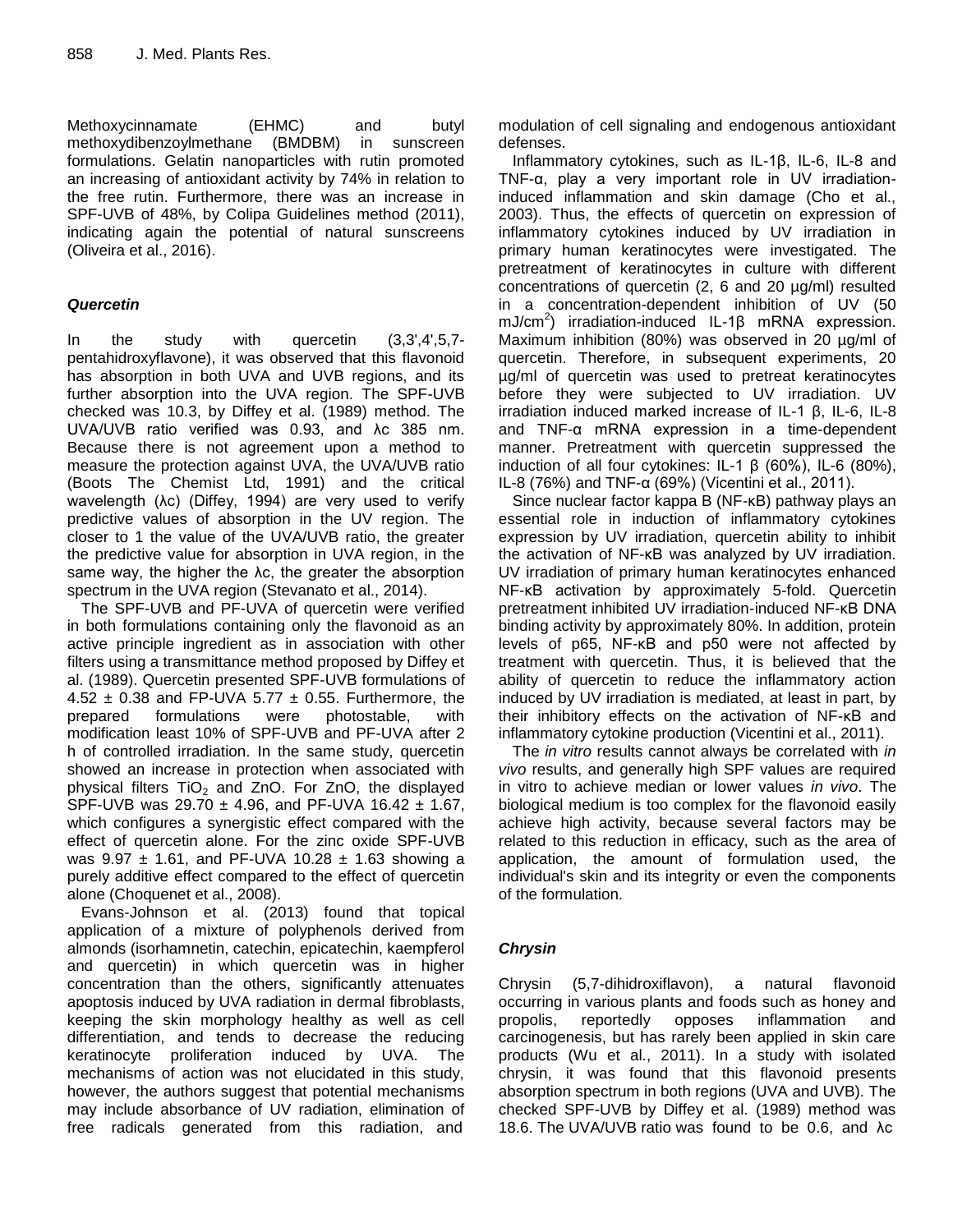Methoxycinnamate (EHMC) and butyl methoxydibenzoylmethane (BMDBM) in sunscreen formulations. Gelatin nanoparticles with rutin promoted an increasing of antioxidant activity by 74% in relation to the free rutin. Furthermore, there was an increase in SPF-UVB of 48%, by Colipa Guidelines method (2011), indicating again the potential of natural sunscreens (Oliveira et al., 2016).

### *Quercetin*

In the study with quercetin (3,3',4',5,7-pentahidroxyflavone), it was observed that this flavonoid has absorption in both UVA and UVB regions, and its further absorption into the UVA region. The SPF-UVB checked was 10.3, by Diffey et al. (1989) method. The UVA/UVB ratio verified was 0.93, and λc 385 nm. Because there is not agreement upon a method to measure the protection against UVA, the UVA/UVB ratio (Boots The Chemist Ltd, 1991) and the critical wavelength (λc) (Diffey, 1994) are very used to verify predictive values of absorption in the UV region. The closer to 1 the value of the UVA/UVB ratio, the greater the predictive value for absorption in UVA region, in the same way, the higher the λc, the greater the absorption spectrum in the UVA region (Stevanato et al., 2014).

The SPF-UVB and PF-UVA of quercetin were verified in both formulations containing only the flavonoid as an active principle ingredient as in association with other filters using a transmittance method proposed by Diffey et al. (1989). Quercetin presented SPF-UVB formulations of 4.52 ± 0.38 and FP-UVA 5.77 ± 0.55. Furthermore, the prepared formulations were photostable, with modification least 10% of SPF-UVB and PF-UVA after 2 h of controlled irradiation. In the same study, quercetin showed an increase in protection when associated with physical filters $TiO_2$ and ZnO. For ZnO, the displayed SPF-UVB was 29.70 ± 4.96, and PF-UVA 16.42 ± 1.67, which configures a synergistic effect compared with the effect of quercetin alone. For the zinc oxide SPF-UVB was 9.97 ± 1.61, and PF-UVA 10.28 ± 1.63 showing a purely additive effect compared to the effect of quercetin alone (Choquenet et al., 2008).

Evans-Johnson et al. (2013) found that topical application of a mixture of polyphenols derived from almonds (isorhamnetin, catechin, epicatechin, kaempferol and quercetin) in which quercetin was in higher concentration than the others, significantly attenuates apoptosis induced by UVA radiation in dermal fibroblasts, keeping the skin morphology healthy as well as cell differentiation, and tends to decrease the reducing keratinocyte proliferation induced by UVA. The mechanisms of action was not elucidated in this study, however, the authors suggest that potential mechanisms may include absorbance of UV radiation, elimination of free radicals generated from this radiation, and modulation of cell signaling and endogenous antioxidant defenses.

Inflammatory cytokines, such as IL-1β, IL-6, IL-8 and TNF-α, play a very important role in UV irradiation-induced inflammation and skin damage (Cho et al., 2003). Thus, the effects of quercetin on expression of inflammatory cytokines induced by UV irradiation in primary human keratinocytes were investigated. The pretreatment of keratinocytes in culture with different concentrations of quercetin (2, 6 and 20 µg/ml) resulted in a concentration-dependent inhibition of UV (50 $mJ/cm^2$) irradiation-induced IL-1β mRNA expression. Maximum inhibition (80%) was observed in 20 µg/ml of quercetin. Therefore, in subsequent experiments, 20 µg/ml of quercetin was used to pretreat keratinocytes before they were subjected to UV irradiation. UV irradiation induced marked increase of IL-1 β, IL-6, IL-8 and TNF-α mRNA expression in a time-dependent manner. Pretreatment with quercetin suppressed the induction of all four cytokines: IL-1 β (60%), IL-6 (80%), IL-8 (76%) and TNF-α (69%) (Vicentini et al., 2011).

Since nuclear factor kappa B (NF-κB) pathway plays an essential role in induction of inflammatory cytokines expression by UV irradiation, quercetin ability to inhibit the activation of NF-κB was analyzed by UV irradiation. UV irradiation of primary human keratinocytes enhanced NF-κB activation by approximately 5-fold. Quercetin pretreatment inhibited UV irradiation-induced NF-κB DNA binding activity by approximately 80%. In addition, protein levels of p65, NF-κB and p50 were not affected by treatment with quercetin. Thus, it is believed that the ability of quercetin to reduce the inflammatory action induced by UV irradiation is mediated, at least in part, by their inhibitory effects on the activation of NF-κB and inflammatory cytokine production (Vicentini et al., 2011).

The *in vitro* results cannot always be correlated with *in vivo* results, and generally high SPF values are required in vitro to achieve median or lower values *in vivo*. The biological medium is too complex for the flavonoid easily achieve high activity, because several factors may be related to this reduction in efficacy, such as the area of application, the amount of formulation used, the individual's skin and its integrity or even the components of the formulation.

### *Chrysin*

Chrysin (5,7-dihidroxiflavon), a natural flavonoid occurring in various plants and foods such as honey and propolis, reportedly opposes inflammation and carcinogenesis, but has rarely been applied in skin care products (Wu et al., 2011). In a study with isolated chrysin, it was found that this flavonoid presents absorption spectrum in both regions (UVA and UVB). The checked SPF-UVB by Diffey et al. (1989) method was 18.6. The UVA/UVB ratio was found to be 0.6, and λc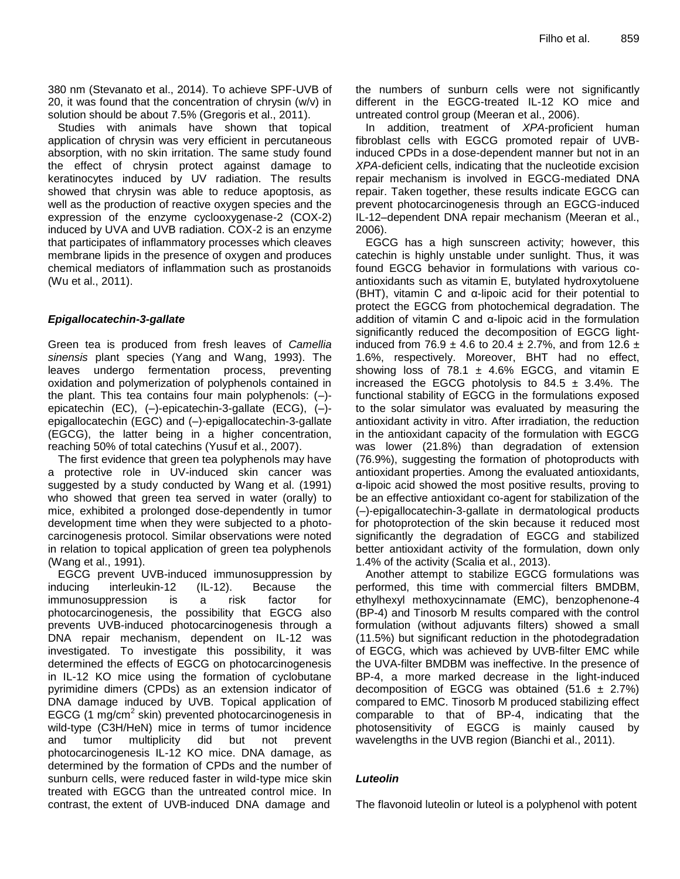380 nm (Stevanato et al., 2014). To achieve SPF-UVB of 20, it was found that the concentration of chrysin (w/v) in solution should be about 7.5% (Gregoris et al., 2011).

Studies with animals have shown that topical application of chrysin was very efficient in percutaneous absorption, with no skin irritation. The same study found the effect of chrysin protect against damage to keratinocytes induced by UV radiation. The results showed that chrysin was able to reduce apoptosis, as well as the production of reactive oxygen species and the expression of the enzyme cyclooxygenase-2 (COX-2) induced by UVA and UVB radiation. COX-2 is an enzyme that participates of inflammatory processes which cleaves membrane lipids in the presence of oxygen and produces chemical mediators of inflammation such as prostanoids (Wu et al., 2011).

### *Epigallocatechin-3-gallate*

Green tea is produced from fresh leaves of *Camellia sinensis* plant species (Yang and Wang, 1993). The leaves undergo fermentation process, preventing oxidation and polymerization of polyphenols contained in the plant. This tea contains four main polyphenols: (–)-epicatechin (EC), (–)-epicatechin-3-gallate (ECG), (–)-epigallocatechin (EGC) and (–)-epigallocatechin-3-gallate (EGCG), the latter being in a higher concentration, reaching 50% of total catechins (Yusuf et al., 2007).

The first evidence that green tea polyphenols may have a protective role in UV-induced skin cancer was suggested by a study conducted by Wang et al. (1991) who showed that green tea served in water (orally) to mice, exhibited a prolonged dose-dependently in tumor development time when they were subjected to a photo-carcinogenesis protocol. Similar observations were noted in relation to topical application of green tea polyphenols (Wang et al., 1991).

EGCG prevent UVB-induced immunosuppression by inducing interleukin-12 (IL-12). Because the immunosuppression is a risk factor for photocarcinogenesis, the possibility that EGCG also prevents UVB-induced photocarcinogenesis through a DNA repair mechanism, dependent on IL-12 was investigated. To investigate this possibility, it was determined the effects of EGCG on photocarcinogenesis in IL-12 KO mice using the formation of cyclobutane pyrimidine dimers (CPDs) as an extension indicator of DNA damage induced by UVB. Topical application of EGCG (1 mg/cm$^2$ skin) prevented photocarcinogenesis in wild-type (C3H/HeN) mice in terms of tumor incidence and tumor multiplicity did but not prevent photocarcinogenesis IL-12 KO mice. DNA damage, as determined by the formation of CPDs and the number of sunburn cells, were reduced faster in wild-type mice skin treated with EGCG than the untreated control mice. In contrast, the extent of UVB-induced DNA damage and the numbers of sunburn cells were not significantly different in the EGCG-treated IL-12 KO mice and untreated control group (Meeran et al., 2006).

In addition, treatment of *XPA*-proficient human fibroblast cells with EGCG promoted repair of UVB-induced CPDs in a dose-dependent manner but not in an *XPA*-deficient cells, indicating that the nucleotide excision repair mechanism is involved in EGCG-mediated DNA repair. Taken together, these results indicate EGCG can prevent photocarcinogenesis through an EGCG-induced IL-12–dependent DNA repair mechanism (Meeran et al., 2006).

EGCG has a high sunscreen activity; however, this catechin is highly unstable under sunlight. Thus, it was found EGCG behavior in formulations with various co-antioxidants such as vitamin E, butylated hydroxytoluene (BHT), vitamin C and α-lipoic acid for their potential to protect the EGCG from photochemical degradation. The addition of vitamin C and α-lipoic acid in the formulation significantly reduced the decomposition of EGCG light-induced from 76.9 ± 4.6 to 20.4 ± 2.7%, and from 12.6 ± 1.6%, respectively. Moreover, BHT had no effect, showing loss of 78.1 ± 4.6% EGCG, and vitamin E increased the EGCG photolysis to 84.5 ± 3.4%. The functional stability of EGCG in the formulations exposed to the solar simulator was evaluated by measuring the antioxidant activity in vitro. After irradiation, the reduction in the antioxidant capacity of the formulation with EGCG was lower (21.8%) than degradation of extension (76.9%), suggesting the formation of photoproducts with antioxidant properties. Among the evaluated antioxidants, α-lipoic acid showed the most positive results, proving to be an effective antioxidant co-agent for stabilization of the (–)-epigallocatechin-3-gallate in dermatological products for photoprotection of the skin because it reduced most significantly the degradation of EGCG and stabilized better antioxidant activity of the formulation, down only 1.4% of the activity (Scalia et al., 2013).

Another attempt to stabilize EGCG formulations was performed, this time with commercial filters BMDBM, ethylhexyl methoxycinnamate (EMC), benzophenone-4 (BP-4) and Tinosorb M results compared with the control formulation (without adjuvants filters) showed a small (11.5%) but significant reduction in the photodegradation of EGCG, which was achieved by UVB-filter EMC while the UVA-filter BMDBM was ineffective. In the presence of BP-4, a more marked decrease in the light-induced decomposition of EGCG was obtained (51.6 ± 2.7%) compared to EMC. Tinosorb M produced stabilizing effect comparable to that of BP-4, indicating that the photosensitivity of EGCG is mainly caused by wavelengths in the UVB region (Bianchi et al., 2011).

### *Luteolin*

The flavonoid luteolin or luteol is a polyphenol with potent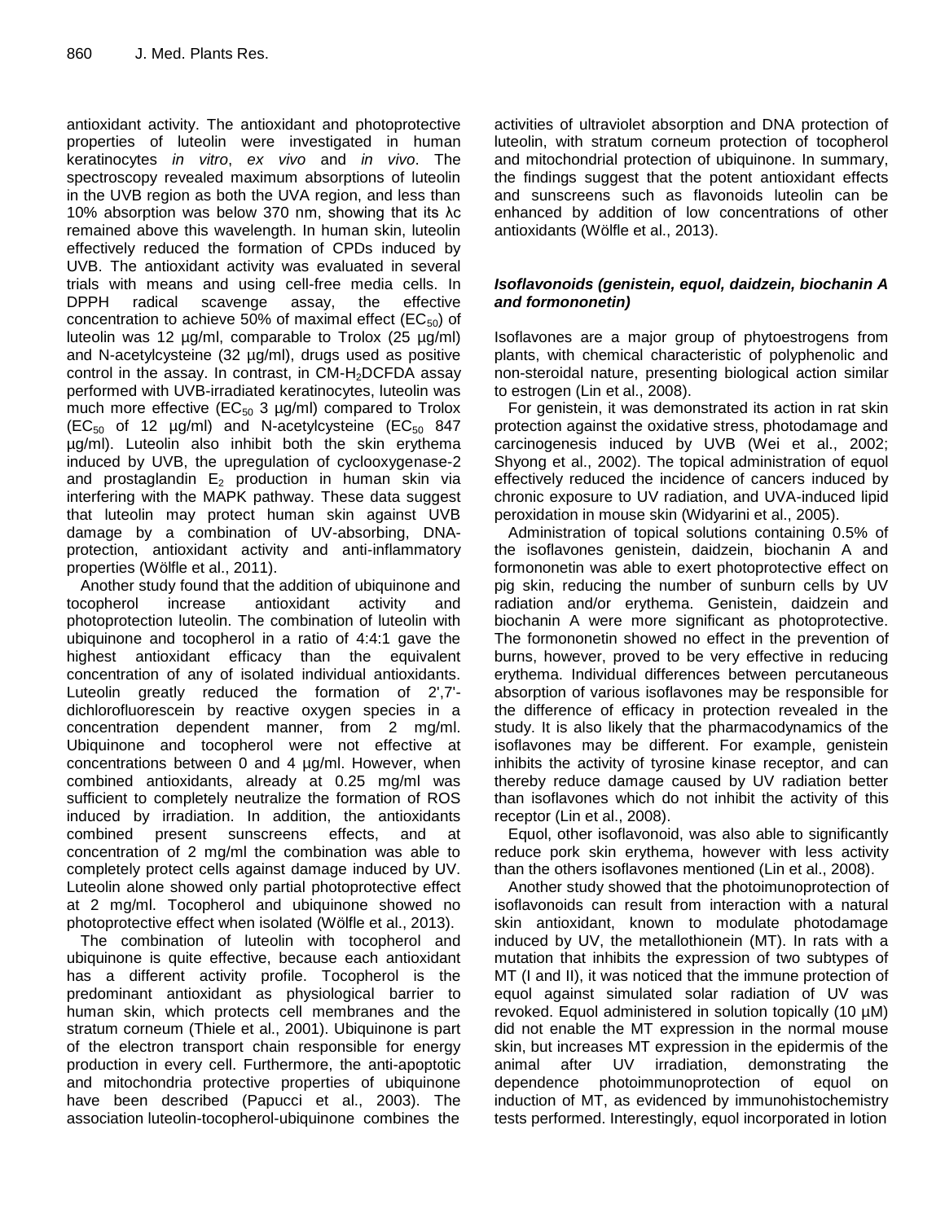antioxidant activity. The antioxidant and photoprotective properties of luteolin were investigated in human keratinocytes *in vitro*, *ex vivo* and *in vivo*. The spectroscopy revealed maximum absorptions of luteolin in the UVB region as both the UVA region, and less than 10% absorption was below 370 nm, showing that its λc remained above this wavelength. In human skin, luteolin effectively reduced the formation of CPDs induced by UVB. The antioxidant activity was evaluated in several trials with means and using cell-free media cells. In DPPH radical scavenge assay, the effective concentration to achieve 50% of maximal effect ($EC_{50}$) of luteolin was 12 µg/ml, comparable to Trolox (25 µg/ml) and N-acetylcysteine (32 µg/ml), drugs used as positive control in the assay. In contrast, in CM-$H_2$DCFDA assay performed with UVB-irradiated keratinocytes, luteolin was much more effective ($EC_{50}$ 3 µg/ml) compared to Trolox ($EC_{50}$ of 12 µg/ml) and N-acetylcysteine ($EC_{50}$ 847 µg/ml). Luteolin also inhibit both the skin erythema induced by UVB, the upregulation of cyclooxygenase-2 and prostaglandin $E_2$ production in human skin via interfering with the MAPK pathway. These data suggest that luteolin may protect human skin against UVB damage by a combination of UV-absorbing, DNA-protection, antioxidant activity and anti-inflammatory properties (Wölfle et al., 2011).

Another study found that the addition of ubiquinone and tocopherol increase antioxidant activity and photoprotection luteolin. The combination of luteolin with ubiquinone and tocopherol in a ratio of 4:4:1 gave the highest antioxidant efficacy than the equivalent concentration of any of isolated individual antioxidants. Luteolin greatly reduced the formation of 2',7'-dichlorofluorescein by reactive oxygen species in a concentration dependent manner, from 2 mg/ml. Ubiquinone and tocopherol were not effective at concentrations between 0 and 4 µg/ml. However, when combined antioxidants, already at 0.25 mg/ml was sufficient to completely neutralize the formation of ROS induced by irradiation. In addition, the antioxidants combined present sunscreens effects, and at concentration of 2 mg/ml the combination was able to completely protect cells against damage induced by UV. Luteolin alone showed only partial photoprotective effect at 2 mg/ml. Tocopherol and ubiquinone showed no photoprotective effect when isolated (Wölfle et al., 2013).

The combination of luteolin with tocopherol and ubiquinone is quite effective, because each antioxidant has a different activity profile. Tocopherol is the predominant antioxidant as physiological barrier to human skin, which protects cell membranes and the stratum corneum (Thiele et al., 2001). Ubiquinone is part of the electron transport chain responsible for energy production in every cell. Furthermore, the anti-apoptotic and mitochondria protective properties of ubiquinone have been described (Papucci et al., 2003). The association luteolin-tocopherol-ubiquinone combines the activities of ultraviolet absorption and DNA protection of luteolin, with stratum corneum protection of tocopherol and mitochondrial protection of ubiquinone. In summary, the findings suggest that the potent antioxidant effects and sunscreens such as flavonoids luteolin can be enhanced by addition of low concentrations of other antioxidants (Wölfle et al., 2013).

### *Isoflavonoids (genistein, equol, daidzein, biochanin A and formononetin)*

Isoflavones are a major group of phytoestrogens from plants, with chemical characteristic of polyphenolic and non-steroidal nature, presenting biological action similar to estrogen (Lin et al., 2008).

For genistein, it was demonstrated its action in rat skin protection against the oxidative stress, photodamage and carcinogenesis induced by UVB (Wei et al., 2002; Shyong et al., 2002). The topical administration of equol effectively reduced the incidence of cancers induced by chronic exposure to UV radiation, and UVA-induced lipid peroxidation in mouse skin (Widyarini et al., 2005).

Administration of topical solutions containing 0.5% of the isoflavones genistein, daidzein, biochanin A and formononetin was able to exert photoprotective effect on pig skin, reducing the number of sunburn cells by UV radiation and/or erythema. Genistein, daidzein and biochanin A were more significant as photoprotective. The formononetin showed no effect in the prevention of burns, however, proved to be very effective in reducing erythema. Individual differences between percutaneous absorption of various isoflavones may be responsible for the difference of efficacy in protection revealed in the study. It is also likely that the pharmacodynamics of the isoflavones may be different. For example, genistein inhibits the activity of tyrosine kinase receptor, and can thereby reduce damage caused by UV radiation better than isoflavones which do not inhibit the activity of this receptor (Lin et al., 2008).

Equol, other isoflavonoid, was also able to significantly reduce pork skin erythema, however with less activity than the others isoflavones mentioned (Lin et al., 2008).

Another study showed that the photoimunoprotection of isoflavonoids can result from interaction with a natural skin antioxidant, known to modulate photodamage induced by UV, the metallothionein (MT). In rats with a mutation that inhibits the expression of two subtypes of MT (I and II), it was noticed that the immune protection of equol against simulated solar radiation of UV was revoked. Equol administered in solution topically (10 µM) did not enable the MT expression in the normal mouse skin, but increases MT expression in the epidermis of the animal after UV irradiation, demonstrating the dependence photoimmunoprotection of equol on induction of MT, as evidenced by immunohistochemistry tests performed. Interestingly, equol incorporated in lotion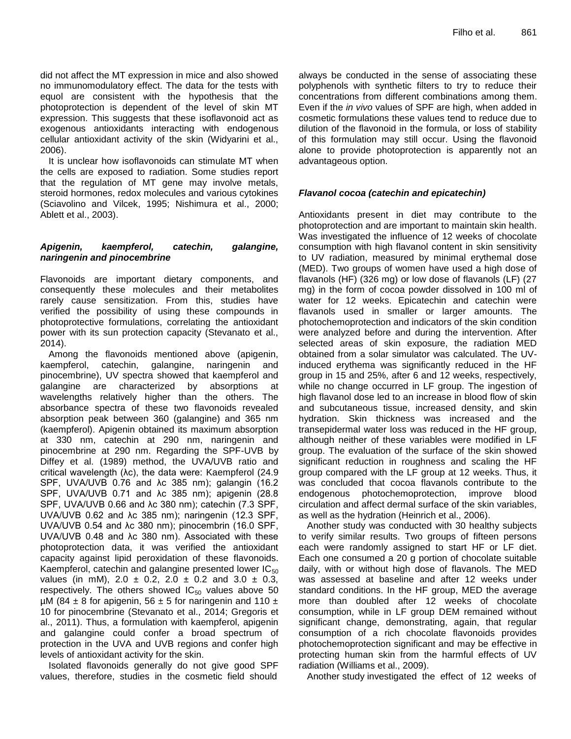did not affect the MT expression in mice and also showed no immunomodulatory effect. The data for the tests with equol are consistent with the hypothesis that the photoprotection is dependent of the level of skin MT expression. This suggests that these isoflavonoid act as exogenous antioxidants interacting with endogenous cellular antioxidant activity of the skin (Widyarini et al., 2006).

It is unclear how isoflavonoids can stimulate MT when the cells are exposed to radiation. Some studies report that the regulation of MT gene may involve metals, steroid hormones, redox molecules and various cytokines (Sciavolino and Vilcek, 1995; Nishimura et al., 2000; Ablett et al., 2003).

### *Apigenin, kaempferol, catechin, galangine, naringenin and pinocembrine*

Flavonoids are important dietary components, and consequently these molecules and their metabolites rarely cause sensitization. From this, studies have verified the possibility of using these compounds in photoprotective formulations, correlating the antioxidant power with its sun protection capacity (Stevanato et al., 2014).

Among the flavonoids mentioned above (apigenin, kaempferol, catechin, galangine, naringenin and pinocembrine), UV spectra showed that kaempferol and galangine are characterized by absorptions at wavelengths relatively higher than the others. The absorbance spectra of these two flavonoids revealed absorption peak between 360 (galangine) and 365 nm (kaempferol). Apigenin obtained its maximum absorption at 330 nm, catechin at 290 nm, naringenin and pinocembrine at 290 nm. Regarding the SPF-UVB by Diffey et al. (1989) method, the UVA/UVB ratio and critical wavelength ($\lambda c$), the data were: Kaempferol (24.9 SPF, UVA/UVB 0.76 and $\lambda c$ 385 nm); galangin (16.2 SPF, UVA/UVB 0.71 and $\lambda c$ 385 nm); apigenin (28.8 SPF, UVA/UVB 0.66 and $\lambda c$ 380 nm); catechin (7.3 SPF, UVA/UVB 0.62 and $\lambda c$ 385 nm); naringenin (12.3 SPF, UVA/UVB 0.54 and $\lambda c$ 380 nm); pinocembrin (16.0 SPF, UVA/UVB 0.48 and $\lambda c$ 380 nm). Associated with these photoprotection data, it was verified the antioxidant capacity against lipid peroxidation of these flavonoids. Kaempferol, catechin and galangine presented lower $IC_{50}$ values (in mM), $2.0 \pm 0.2$, $2.0 \pm 0.2$ and $3.0 \pm 0.3$, respectively. The others showed $IC_{50}$ values above 50 µM ($84 \pm 8$ for apigenin, $56 \pm 5$ for naringenin and $110 \pm 10$ for pinocembrine (Stevanato et al., 2014; Gregoris et al., 2011). Thus, a formulation with kaempferol, apigenin and galangine could confer a broad spectrum of protection in the UVA and UVB regions and confer high levels of antioxidant activity for the skin.

Isolated flavonoids generally do not give good SPF values, therefore, studies in the cosmetic field should always be conducted in the sense of associating these polyphenols with synthetic filters to try to reduce their concentrations from different combinations among them. Even if the *in vivo* values of SPF are high, when added in cosmetic formulations these values tend to reduce due to dilution of the flavonoid in the formula, or loss of stability of this formulation may still occur. Using the flavonoid alone to provide photoprotection is apparently not an advantageous option.

### *Flavanol cocoa (catechin and epicatechin)*

Antioxidants present in diet may contribute to the photoprotection and are important to maintain skin health. Was investigated the influence of 12 weeks of chocolate consumption with high flavanol content in skin sensitivity to UV radiation, measured by minimal erythemal dose (MED). Two groups of women have used a high dose of flavanols (HF) (326 mg) or low dose of flavanols (LF) (27 mg) in the form of cocoa powder dissolved in 100 ml of water for 12 weeks. Epicatechin and catechin were flavanols used in smaller or larger amounts. The photochemoprotection and indicators of the skin condition were analyzed before and during the intervention. After selected areas of skin exposure, the radiation MED obtained from a solar simulator was calculated. The UV-induced erythema was significantly reduced in the HF group in 15 and 25%, after 6 and 12 weeks, respectively, while no change occurred in LF group. The ingestion of high flavanol dose led to an increase in blood flow of skin and subcutaneous tissue, increased density, and skin hydration. Skin thickness was increased and the transepidermal water loss was reduced in the HF group, although neither of these variables were modified in LF group. The evaluation of the surface of the skin showed significant reduction in roughness and scaling the HF group compared with the LF group at 12 weeks. Thus, it was concluded that cocoa flavanols contribute to the endogenous photochemoprotection, improve blood circulation and affect dermal surface of the skin variables, as well as the hydration (Heinrich et al., 2006).

Another study was conducted with 30 healthy subjects to verify similar results. Two groups of fifteen persons each were randomly assigned to start HF or LF diet. Each one consumed a 20 g portion of chocolate suitable daily, with or without high dose of flavanols. The MED was assessed at baseline and after 12 weeks under standard conditions. In the HF group, MED the average more than doubled after 12 weeks of chocolate consumption, while in LF group DEM remained without significant change, demonstrating, again, that regular consumption of a rich chocolate flavonoids provides photochemoprotection significant and may be effective in protecting human skin from the harmful effects of UV radiation (Williams et al., 2009).

Another study investigated the effect of 12 weeks of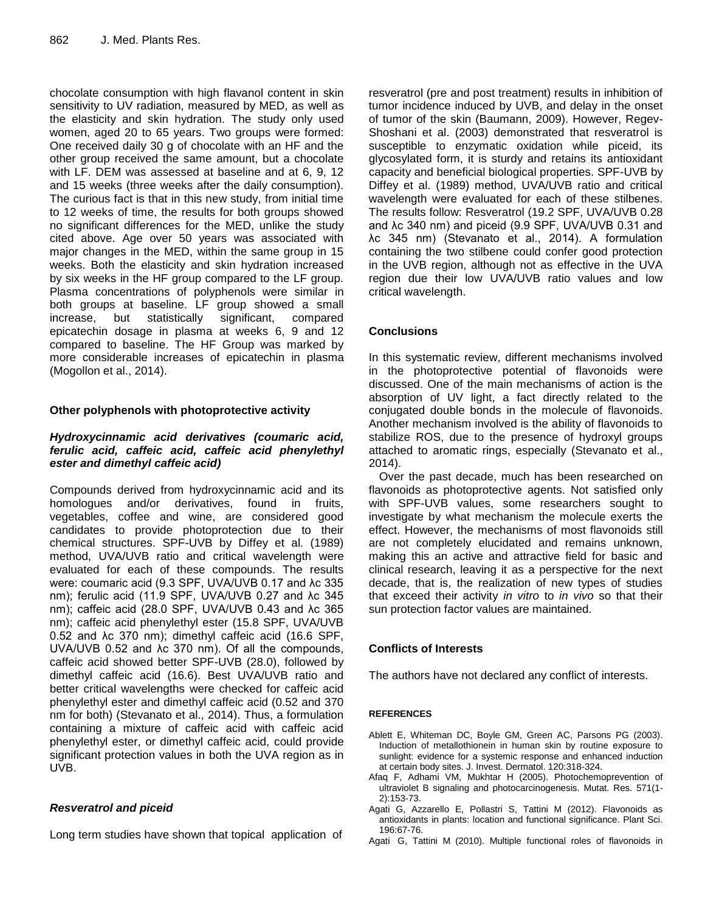chocolate consumption with high flavanol content in skin sensitivity to UV radiation, measured by MED, as well as the elasticity and skin hydration. The study only used women, aged 20 to 65 years. Two groups were formed: One received daily 30 g of chocolate with an HF and the other group received the same amount, but a chocolate with LF. DEM was assessed at baseline and at 6, 9, 12 and 15 weeks (three weeks after the daily consumption). The curious fact is that in this new study, from initial time to 12 weeks of time, the results for both groups showed no significant differences for the MED, unlike the study cited above. Age over 50 years was associated with major changes in the MED, within the same group in 15 weeks. Both the elasticity and skin hydration increased by six weeks in the HF group compared to the LF group. Plasma concentrations of polyphenols were similar in both groups at baseline. LF group showed a small increase, but statistically significant, compared epicatechin dosage in plasma at weeks 6, 9 and 12 compared to baseline. The HF Group was marked by more considerable increases of epicatechin in plasma (Mogollon et al., 2014).

## Other polyphenols with photoprotective activity

### *Hydroxycinnamic acid derivatives (coumaric acid, ferulic acid, caffeic acid, caffeic acid phenylethyl ester and dimethyl caffeic acid)*

Compounds derived from hydroxycinnamic acid and its homologues and/or derivatives, found in fruits, vegetables, coffee and wine, are considered good candidates to provide photoprotection due to their chemical structures. SPF-UVB by Diffey et al. (1989) method, UVA/UVB ratio and critical wavelength were evaluated for each of these compounds. The results were: coumaric acid (9.3 SPF, UVA/UVB 0.17 and $\lambda c$ 335 nm); ferulic acid (11.9 SPF, UVA/UVB 0.27 and $\lambda c$ 345 nm); caffeic acid (28.0 SPF, UVA/UVB 0.43 and $\lambda c$ 365 nm); caffeic acid phenylethyl ester (15.8 SPF, UVA/UVB 0.52 and $\lambda c$ 370 nm); dimethyl caffeic acid (16.6 SPF, UVA/UVB 0.52 and $\lambda c$ 370 nm). Of all the compounds, caffeic acid showed better SPF-UVB (28.0), followed by dimethyl caffeic acid (16.6). Best UVA/UVB ratio and better critical wavelengths were checked for caffeic acid phenylethyl ester and dimethyl caffeic acid (0.52 and 370 nm for both) (Stevanato et al., 2014). Thus, a formulation containing a mixture of caffeic acid with caffeic acid phenylethyl ester, or dimethyl caffeic acid, could provide significant protection values in both the UVA region as in UVB.

### *Resveratrol and piceid*

Long term studies have shown that topical application of resveratrol (pre and post treatment) results in inhibition of tumor incidence induced by UVB, and delay in the onset of tumor of the skin (Baumann, 2009). However, Regev-Shoshani et al. (2003) demonstrated that resveratrol is susceptible to enzymatic oxidation while piceid, its glycosylated form, it is sturdy and retains its antioxidant capacity and beneficial biological properties. SPF-UVB by Diffey et al. (1989) method, UVA/UVB ratio and critical wavelength were evaluated for each of these stilbenes. The results follow: Resveratrol (19.2 SPF, UVA/UVB 0.28 and $\lambda c$ 340 nm) and piceid (9.9 SPF, UVA/UVB 0.31 and $\lambda c$ 345 nm) (Stevanato et al., 2014). A formulation containing the two stilbene could confer good protection in the UVB region, although not as effective in the UVA region due their low UVA/UVB ratio values and low critical wavelength.

## Conclusions

In this systematic review, different mechanisms involved in the photoprotective potential of flavonoids were discussed. One of the main mechanisms of action is the absorption of UV light, a fact directly related to the conjugated double bonds in the molecule of flavonoids. Another mechanism involved is the ability of flavonoids to stabilize ROS, due to the presence of hydroxyl groups attached to aromatic rings, especially (Stevanato et al., 2014).

Over the past decade, much has been researched on flavonoids as photoprotective agents. Not satisfied only with SPF-UVB values, some researchers sought to investigate by what mechanism the molecule exerts the effect. However, the mechanisms of most flavonoids still are not completely elucidated and remains unknown, making this an active and attractive field for basic and clinical research, leaving it as a perspective for the next decade, that is, the realization of new types of studies that exceed their activity *in vitro* to *in vivo* so that their sun protection factor values are maintained.

## Conflicts of Interests

The authors have not declared any conflict of interests.

## REFERENCES

Ablett E, Whiteman DC, Boyle GM, Green AC, Parsons PG (2003). Induction of metallothionein in human skin by routine exposure to sunlight: evidence for a systemic response and enhanced induction at certain body sites. J. Invest. Dermatol. 120:318-324.

Afaq F, Adhami VM, Mukhtar H (2005). Photochemoprevention of ultraviolet B signaling and photocarcinogenesis. Mutat. Res. 571(1-2):153-73.

Agati G, Azzarello E, Pollastri S, Tattini M (2012). Flavonoids as antioxidants in plants: location and functional significance. Plant Sci. 196:67-76.

Agati G, Tattini M (2010). Multiple functional roles of flavonoids in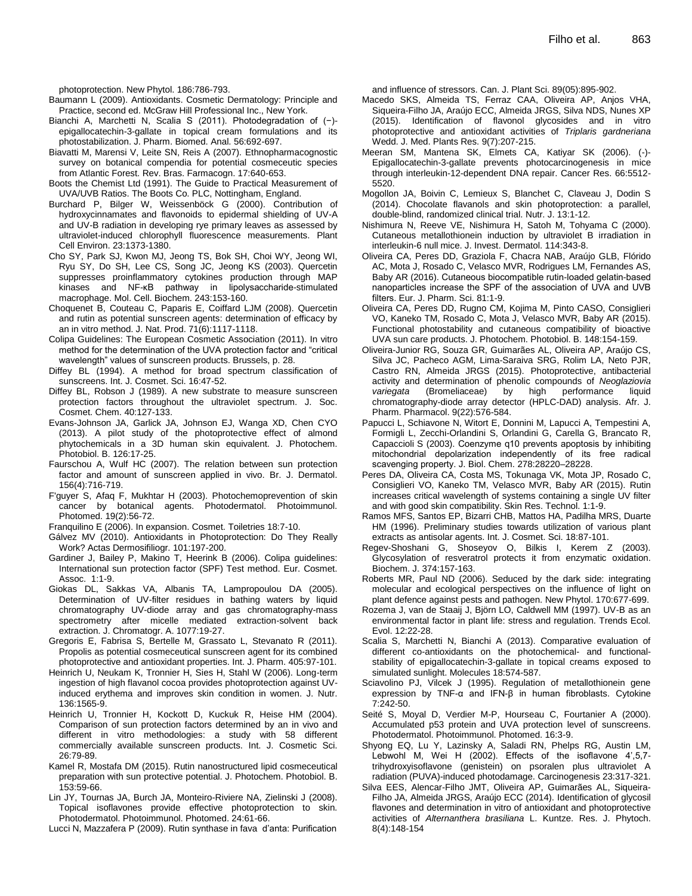photoprotection. New Phytol. 186:786-793.

Baumann L (2009). Antioxidants. Cosmetic Dermatology: Principle and Practice, second ed. McGraw Hill Professional Inc., New York.

Bianchi A, Marchetti N, Scalia S (2011). Photodegradation of (−)-epigallocatechin-3-gallate in topical cream formulations and its photostabilization. J. Pharm. Biomed. Anal. 56:692-697.

Biavatti M, Marensi V, Leite SN, Reis A (2007). Ethnopharmacognostic survey on botanical compendia for potential cosmeceutic species from Atlantic Forest. Rev. Bras. Farmacogn. 17:640-653.

Boots the Chemist Ltd (1991). The Guide to Practical Measurement of UVA/UVB Ratios. The Boots Co. PLC, Nottingham, England.

Burchard P, Bilger W, Weissenböck G (2000). Contribution of hydroxycinnamates and flavonoids to epidermal shielding of UV-A and UV-B radiation in developing rye primary leaves as assessed by ultraviolet-induced chlorophyll fluorescence measurements. Plant Cell Environ. 23:1373-1380.

Cho SY, Park SJ, Kwon MJ, Jeong TS, Bok SH, Choi WY, Jeong WI, Ryu SY, Do SH, Lee CS, Song JC, Jeong KS (2003). Quercetin suppresses proinflammatory cytokines production through MAP kinases and NF-κB pathway in lipolysaccharide-stimulated macrophage. Mol. Cell. Biochem. 243:153-160.

Choquenet B, Couteau C, Paparis E, Coiffard LJM (2008). Quercetin and rutin as potential sunscreen agents: determination of efficacy by an in vitro method. J. Nat. Prod. 71(6):1117-1118.

Colipa Guidelines: The European Cosmetic Association (2011). In vitro method for the determination of the UVA protection factor and "critical wavelength" values of sunscreen products. Brussels, p. 28.

Diffey BL (1994). A method for broad spectrum classification of sunscreens. Int. J. Cosmet. Sci. 16:47-52.

Diffey BL, Robson J (1989). A new substrate to measure sunscreen protection factors throughout the ultraviolet spectrum. J. Soc. Cosmet. Chem. 40:127-133.

Evans-Johnson JA, Garlick JA, Johnson EJ, Wanga XD, Chen CYO (2013). A pilot study of the photoprotective effect of almond phytochemicals in a 3D human skin equivalent. J. Photochem. Photobiol. B. 126:17-25.

Faurschou A, Wulf HC (2007). The relation between sun protection factor and amount of sunscreen applied in vivo. Br. J. Dermatol. 156(4):716-719.

F'guyer S, Afaq F, Mukhtar H (2003). Photochemoprevention of skin cancer by botanical agents. Photodermatol. Photoimmunol. Photomed. 19(2):56-72.

Franquilino E (2006). In expansion. Cosmet. Toiletries 18:7-10.

Gálvez MV (2010). Antioxidants in Photoprotection: Do They Really Work? Actas Dermosifiliogr. 101:197-200.

Gardiner J, Bailey P, Makino T, Heerink B (2006). Colipa guidelines: International sun protection factor (SPF) Test method. Eur. Cosmet. Assoc. 1:1-9.

Giokas DL, Sakkas VA, Albanis TA, Lampropoulou DA (2005). Determination of UV-filter residues in bathing waters by liquid chromatography UV-diode array and gas chromatography-mass spectrometry after micelle mediated extraction-solvent back extraction. J. Chromatogr. A. 1077:19-27.

Gregoris E, Fabrisa S, Bertelle M, Grassato L, Stevanato R (2011). Propolis as potential cosmeceutical sunscreen agent for its combined photoprotective and antioxidant properties. Int. J. Pharm. 405:97-101.

Heinrich U, Neukam K, Tronnier H, Sies H, Stahl W (2006). Long-term ingestion of high flavanol cocoa provides photoprotection against UV-induced erythema and improves skin condition in women. J. Nutr. 136:1565-9.

Heinrich U, Tronnier H, Kockott D, Kuckuk R, Heise HM (2004). Comparison of sun protection factors determined by an in vivo and different in vitro methodologies: a study with 58 different commercially available sunscreen products. Int. J. Cosmetic Sci. 26:79-89.

Kamel R, Mostafa DM (2015). Rutin nanostructured lipid cosmeceutical preparation with sun protective potential. J. Photochem. Photobiol. B. 153:59-66.

Lin JY, Tournas JA, Burch JA, Monteiro-Riviere NA, Zielinski J (2008). Topical isoflavones provide effective photoprotection to skin. Photodermatol. Photoimmunol. Photomed. 24:61-66.

Lucci N, Mazzafera P (2009). Rutin synthase in fava d'anta: Purification and influence of stressors. Can. J. Plant Sci. 89(05):895-902.

Macedo SKS, Almeida TS, Ferraz CAA, Oliveira AP, Anjos VHA, Siqueira-Filho JA, Araújo ECC, Almeida JRGS, Silva NDS, Nunes XP (2015). Identification of flavonol glycosides and in vitro photoprotective and antioxidant activities of *Triplaris gardneriana* Wedd. J. Med. Plants Res. 9(7):207-215.

Meeran SM, Mantena SK, Elmets CA, Katiyar SK (2006). (-)-Epigallocatechin-3-gallate prevents photocarcinogenesis in mice through interleukin-12-dependent DNA repair. Cancer Res. 66:5512-5520.

Mogollon JA, Boivin C, Lemieux S, Blanchet C, Claveau J, Dodin S (2014). Chocolate flavanols and skin photoprotection: a parallel, double-blind, randomized clinical trial. Nutr. J. 13:1-12.

Nishimura N, Reeve VE, Nishimura H, Satoh M, Tohyama C (2000). Cutaneous metallothionein induction by ultraviolet B irradiation in interleukin-6 null mice. J. Invest. Dermatol. 114:343-8.

Oliveira CA, Peres DD, Graziola F, Chacra NAB, Araújo GLB, Flórido AC, Mota J, Rosado C, Velasco MVR, Rodrigues LM, Fernandes AS, Baby AR (2016). Cutaneous biocompatible rutin-loaded gelatin-based nanoparticles increase the SPF of the association of UVA and UVB filters. Eur. J. Pharm. Sci. 81:1-9.

Oliveira CA, Peres DD, Rugno CM, Kojima M, Pinto CASO, Consiglieri VO, Kaneko TM, Rosado C, Mota J, Velasco MVR, Baby AR (2015). Functional photostability and cutaneous compatibility of bioactive UVA sun care products. J. Photochem. Photobiol. B. 148:154-159.

Oliveira-Junior RG, Souza GR, Guimarães AL, Oliveira AP, Araújo CS, Silva JC, Pacheco AGM, Lima-Saraiva SRG, Rolim LA, Neto PJR, Castro RN, Almeida JRGS (2015). Photoprotective, antibacterial activity and determination of phenolic compounds of *Neoglaziovia variegata* (Bromeliaceae) by high performance liquid chromatography-diode array detector (HPLC-DAD) analysis. Afr. J. Pharm. Pharmacol. 9(22):576-584.

Papucci L, Schiavone N, Witort E, Donnini M, Lapucci A, Tempestini A, Formigli L, Zecchi-Orlandini S, Orlandini G, Carella G, Brancato R, Capaccioli S (2003). Coenzyme q10 prevents apoptosis by inhibiting mitochondrial depolarization independently of its free radical scavenging property. J. Biol. Chem. 278:28220–28228.

Peres DA, Oliveira CA, Costa MS, Tokunaga VK, Mota JP, Rosado C, Consiglieri VO, Kaneko TM, Velasco MVR, Baby AR (2015). Rutin increases critical wavelength of systems containing a single UV filter and with good skin compatibility. Skin Res. Technol. 1:1-9.

Ramos MFS, Santos EP, Bizarri CHB, Mattos HA, Padilha MRS, Duarte HM (1996). Preliminary studies towards utilization of various plant extracts as antisolar agents. Int. J. Cosmet. Sci. 18:87-101.

Regev-Shoshani G, Shoseyov O, Bilkis I, Kerem Z (2003). Glycosylation of resveratrol protects it from enzymatic oxidation. Biochem. J. 374:157-163.

Roberts MR, Paul ND (2006). Seduced by the dark side: integrating molecular and ecological perspectives on the influence of light on plant defence against pests and pathogen. New Phytol. 170:677-699.

Rozema J, van de Staaij J, Björn LO, Caldwell MM (1997). UV-B as an environmental factor in plant life: stress and regulation. Trends Ecol. Evol. 12:22-28.

Scalia S, Marchetti N, Bianchi A (2013). Comparative evaluation of different co-antioxidants on the photochemical- and functional-stability of epigallocatechin-3-gallate in topical creams exposed to simulated sunlight. Molecules 18:574-587.

Sciavolino PJ, Vilcek J (1995). Regulation of metallothionein gene expression by TNF-α and IFN-β in human fibroblasts. Cytokine 7:242-50.

Seité S, Moyal D, Verdier M-P, Hourseau C, Fourtanier A (2000). Accumulated p53 protein and UVA protection level of sunscreens. Photodermatol. Photoimmunol. Photomed. 16:3-9.

Shyong EQ, Lu Y, Lazinsky A, Saladi RN, Phelps RG, Austin LM, Lebwohl M, Wei H (2002). Effects of the isoflavone 4',5,7-trihydroxyisoflavone (genistein) on psoralen plus ultraviolet A irradiation (PUVA)-induced photodamage. Carcinogenesis 23:317-321.

Silva EES, Alencar-Filho JMT, Oliveira AP, Guimarães AL, Siqueira-Filho JA, Almeida JRGS, Araújo ECC (2014). Identification of glycosil flavones and determination in vitro of antioxidant and photoprotective activities of *Alternanthera brasiliana* L. Kuntze. Res. J. Phytoch. 8(4):148-154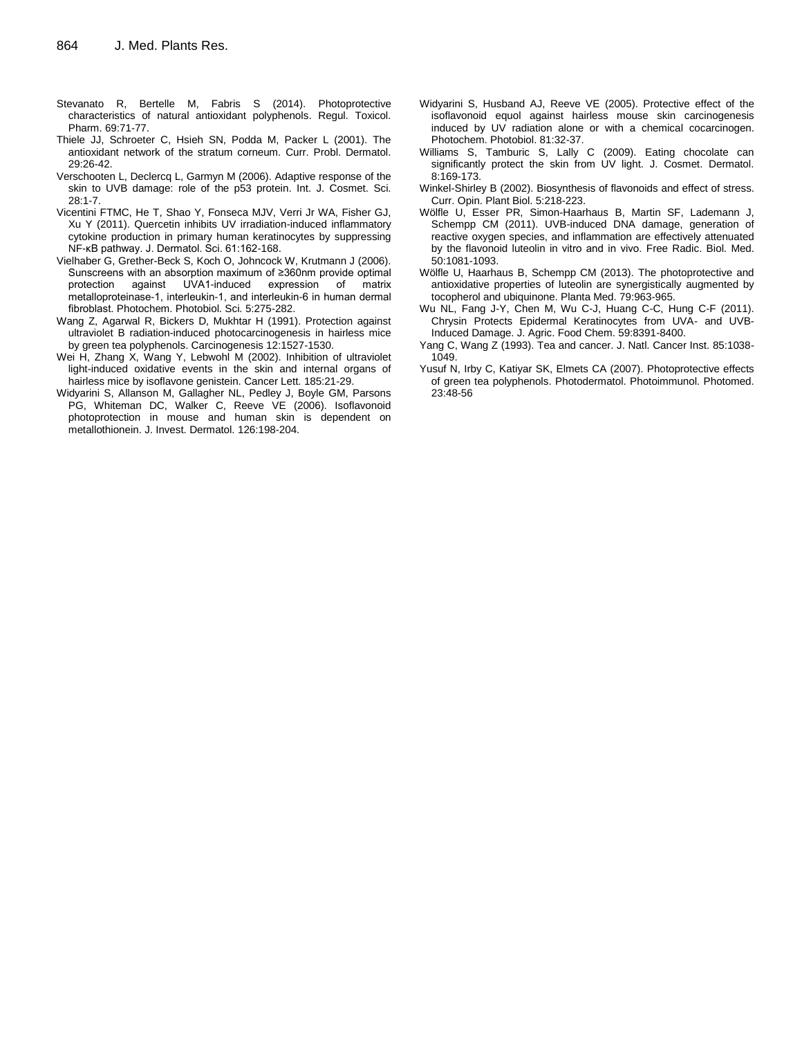Stevanato R, Bertelle M, Fabris S (2014). Photoprotective characteristics of natural antioxidant polyphenols. Regul. Toxicol. Pharm. 69:71-77.

Thiele JJ, Schroeter C, Hsieh SN, Podda M, Packer L (2001). The antioxidant network of the stratum corneum. Curr. Probl. Dermatol. 29:26-42.

Verschooten L, Declercq L, Garmyn M (2006). Adaptive response of the skin to UVB damage: role of the p53 protein. Int. J. Cosmet. Sci. 28:1-7.

Vicentini FTMC, He T, Shao Y, Fonseca MJV, Verri Jr WA, Fisher GJ, Xu Y (2011). Quercetin inhibits UV irradiation-induced inflammatory cytokine production in primary human keratinocytes by suppressing NF-κB pathway. J. Dermatol. Sci. 61:162-168.

Vielhaber G, Grether-Beck S, Koch O, Johncock W, Krutmann J (2006). Sunscreens with an absorption maximum of ≥360nm provide optimal protection against UVA1-induced expression of matrix metalloproteinase-1, interleukin-1, and interleukin-6 in human dermal fibroblast. Photochem. Photobiol. Sci. 5:275-282.

Wang Z, Agarwal R, Bickers D, Mukhtar H (1991). Protection against ultraviolet B radiation-induced photocarcinogenesis in hairless mice by green tea polyphenols. Carcinogenesis 12:1527-1530.

Wei H, Zhang X, Wang Y, Lebwohl M (2002). Inhibition of ultraviolet light-induced oxidative events in the skin and internal organs of hairless mice by isoflavone genistein. Cancer Lett. 185:21-29.

Widyarini S, Allanson M, Gallagher NL, Pedley J, Boyle GM, Parsons PG, Whiteman DC, Walker C, Reeve VE (2006). Isoflavonoid photoprotection in mouse and human skin is dependent on metallothionein. J. Invest. Dermatol. 126:198-204.

Widyarini S, Husband AJ, Reeve VE (2005). Protective effect of the isoflavonoid equol against hairless mouse skin carcinogenesis induced by UV radiation alone or with a chemical cocarcinogen. Photochem. Photobiol. 81:32-37.

Williams S, Tamburic S, Lally C (2009). Eating chocolate can significantly protect the skin from UV light. J. Cosmet. Dermatol. 8:169-173.

Winkel-Shirley B (2002). Biosynthesis of flavonoids and effect of stress. Curr. Opin. Plant Biol. 5:218-223.

Wölfle U, Esser PR, Simon-Haarhaus B, Martin SF, Lademann J, Schempp CM (2011). UVB-induced DNA damage, generation of reactive oxygen species, and inflammation are effectively attenuated by the flavonoid luteolin in vitro and in vivo. Free Radic. Biol. Med. 50:1081-1093.

Wölfle U, Haarhaus B, Schempp CM (2013). The photoprotective and antioxidative properties of luteolin are synergistically augmented by tocopherol and ubiquinone. Planta Med. 79:963-965.

Wu NL, Fang J-Y, Chen M, Wu C-J, Huang C-C, Hung C-F (2011). Chrysin Protects Epidermal Keratinocytes from UVA- and UVB-Induced Damage. J. Agric. Food Chem. 59:8391-8400.

Yang C, Wang Z (1993). Tea and cancer. J. Natl. Cancer Inst. 85:1038-1049.

Yusuf N, Irby C, Katiyar SK, Elmets CA (2007). Photoprotective effects of green tea polyphenols. Photodermatol. Photoimmunol. Photomed. 23:48-56